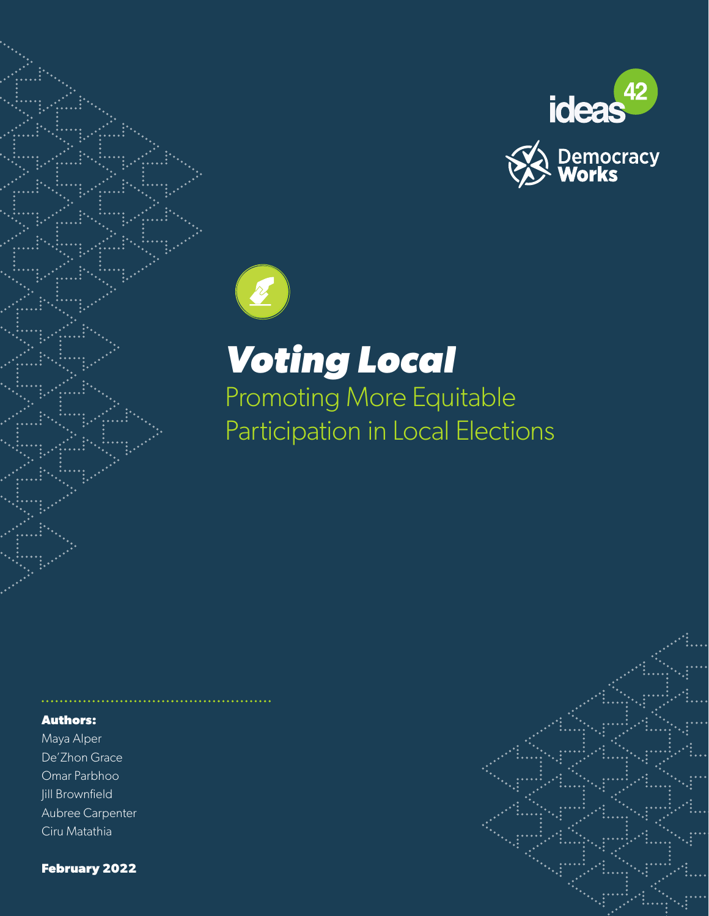ideas42

Democracy Works

# *Voting Local*

## Promoting More Equitable Participation in Local Elections

**Authors:**

Maya Alper
De'Zhon Grace
Omar Parbhoo
Jill Brownfield
Aubree Carpenter
Ciru Matathia

**February 2022**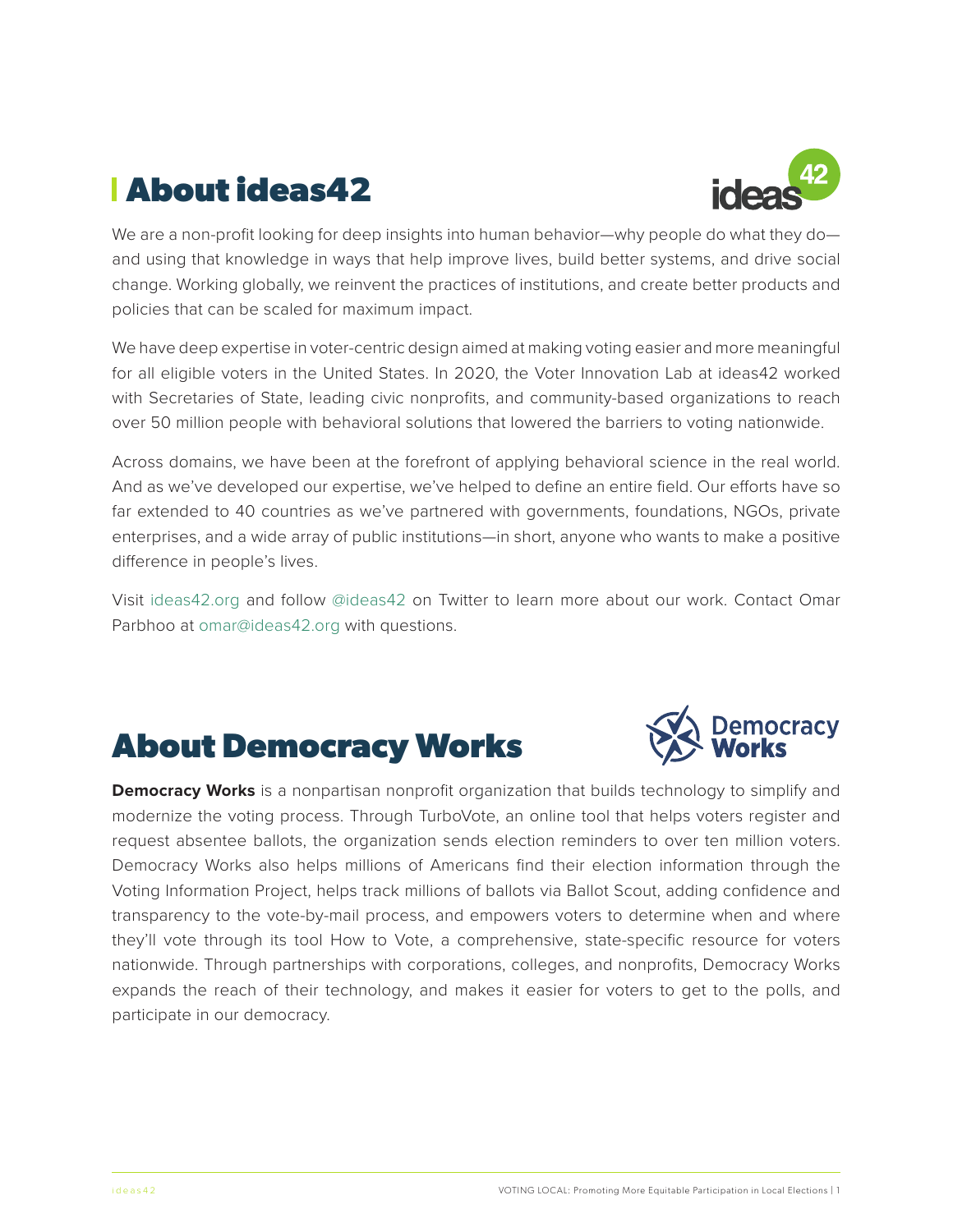## About ideas42

We are a non-profit looking for deep insights into human behavior—why people do what they do—and using that knowledge in ways that help improve lives, build better systems, and drive social change. Working globally, we reinvent the practices of institutions, and create better products and policies that can be scaled for maximum impact.

We have deep expertise in voter-centric design aimed at making voting easier and more meaningful for all eligible voters in the United States. In 2020, the Voter Innovation Lab at ideas42 worked with Secretaries of State, leading civic nonprofits, and community-based organizations to reach over 50 million people with behavioral solutions that lowered the barriers to voting nationwide.

Across domains, we have been at the forefront of applying behavioral science in the real world. And as we've developed our expertise, we've helped to define an entire field. Our efforts have so far extended to 40 countries as we've partnered with governments, foundations, NGOs, private enterprises, and a wide array of public institutions—in short, anyone who wants to make a positive difference in people's lives.

Visit ideas42.org and follow @ideas42 on Twitter to learn more about our work. Contact Omar Parbhoo at omar@ideas42.org with questions.

## About Democracy Works

**Democracy Works** is a nonpartisan nonprofit organization that builds technology to simplify and modernize the voting process. Through TurboVote, an online tool that helps voters register and request absentee ballots, the organization sends election reminders to over ten million voters. Democracy Works also helps millions of Americans find their election information through the Voting Information Project, helps track millions of ballots via Ballot Scout, adding confidence and transparency to the vote-by-mail process, and empowers voters to determine when and where they'll vote through its tool How to Vote, a comprehensive, state-specific resource for voters nationwide. Through partnerships with corporations, colleges, and nonprofits, Democracy Works expands the reach of their technology, and makes it easier for voters to get to the polls, and participate in our democracy.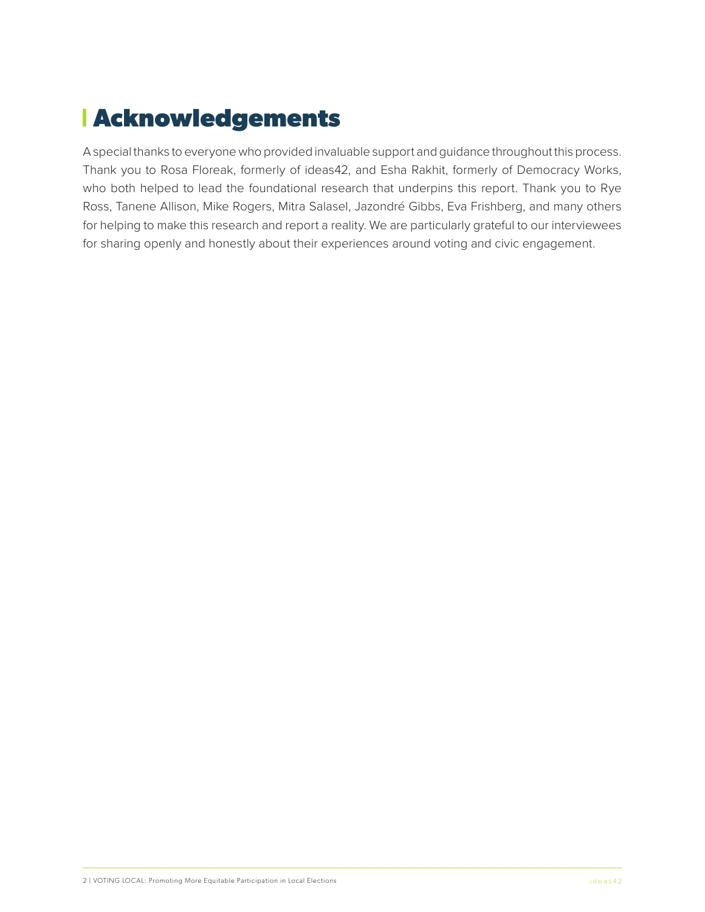# Acknowledgements

A special thanks to everyone who provided invaluable support and guidance throughout this process. Thank you to Rosa Floreak, formerly of ideas42, and Esha Rakhit, formerly of Democracy Works, who both helped to lead the foundational research that underpins this report. Thank you to Rye Ross, Tanene Allison, Mike Rogers, Mitra Salasel, Jazondré Gibbs, Eva Frishberg, and many others for helping to make this research and report a reality. We are particularly grateful to our interviewees for sharing openly and honestly about their experiences around voting and civic engagement.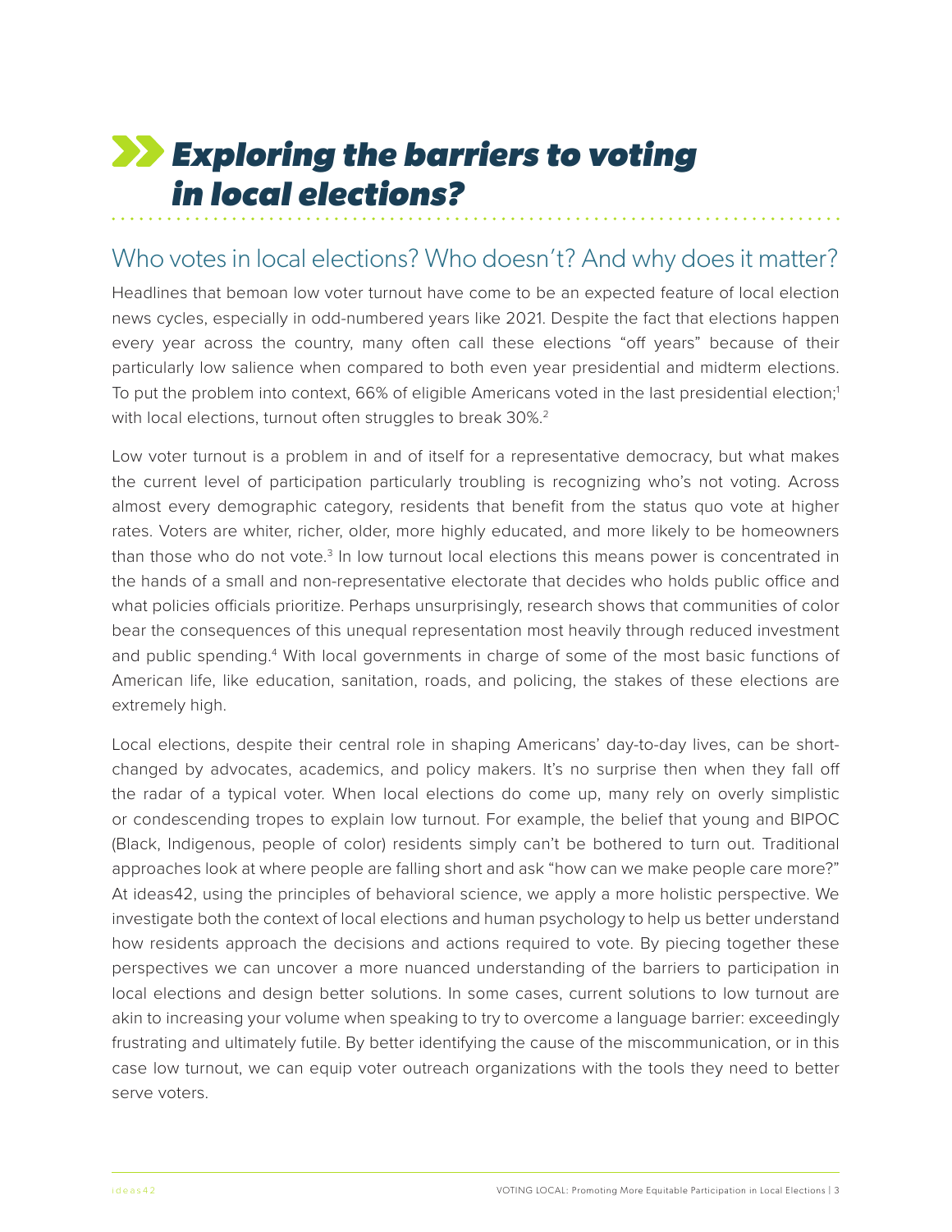# Exploring the barriers to voting in local elections?

## Who votes in local elections? Who doesn't? And why does it matter?

Headlines that bemoan low voter turnout have come to be an expected feature of local election news cycles, especially in odd-numbered years like 2021. Despite the fact that elections happen every year across the country, many often call these elections "off years" because of their particularly low salience when compared to both even year presidential and midterm elections. To put the problem into context, 66% of eligible Americans voted in the last presidential election;[1] with local elections, turnout often struggles to break 30%.[2]

Low voter turnout is a problem in and of itself for a representative democracy, but what makes the current level of participation particularly troubling is recognizing who's not voting. Across almost every demographic category, residents that benefit from the status quo vote at higher rates. Voters are whiter, richer, older, more highly educated, and more likely to be homeowners than those who do not vote.[3] In low turnout local elections this means power is concentrated in the hands of a small and non-representative electorate that decides who holds public office and what policies officials prioritize. Perhaps unsurprisingly, research shows that communities of color bear the consequences of this unequal representation most heavily through reduced investment and public spending.[4] With local governments in charge of some of the most basic functions of American life, like education, sanitation, roads, and policing, the stakes of these elections are extremely high.

Local elections, despite their central role in shaping Americans' day-to-day lives, can be short-changed by advocates, academics, and policy makers. It's no surprise then when they fall off the radar of a typical voter. When local elections do come up, many rely on overly simplistic or condescending tropes to explain low turnout. For example, the belief that young and BIPOC (Black, Indigenous, people of color) residents simply can't be bothered to turn out. Traditional approaches look at where people are falling short and ask "how can we make people care more?" At ideas42, using the principles of behavioral science, we apply a more holistic perspective. We investigate both the context of local elections and human psychology to help us better understand how residents approach the decisions and actions required to vote. By piecing together these perspectives we can uncover a more nuanced understanding of the barriers to participation in local elections and design better solutions. In some cases, current solutions to low turnout are akin to increasing your volume when speaking to try to overcome a language barrier: exceedingly frustrating and ultimately futile. By better identifying the cause of the miscommunication, or in this case low turnout, we can equip voter outreach organizations with the tools they need to better serve voters.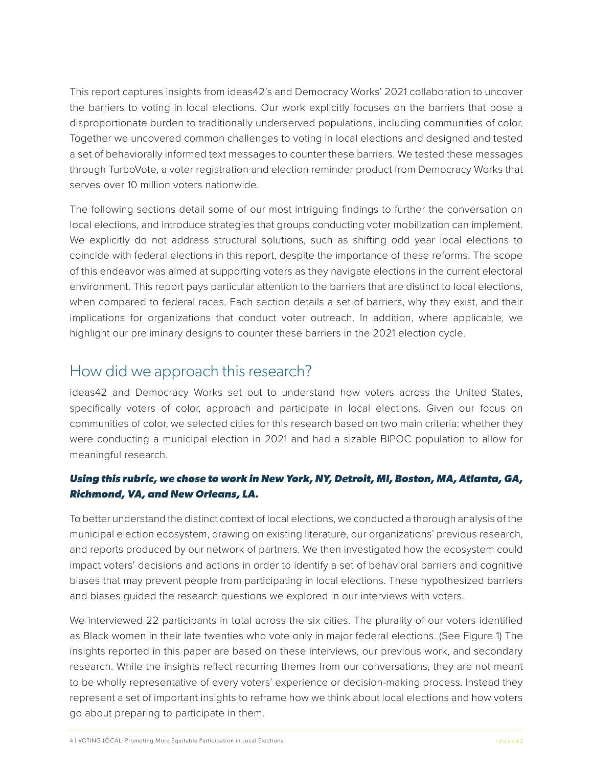This report captures insights from ideas42's and Democracy Works' 2021 collaboration to uncover the barriers to voting in local elections. Our work explicitly focuses on the barriers that pose a disproportionate burden to traditionally underserved populations, including communities of color. Together we uncovered common challenges to voting in local elections and designed and tested a set of behaviorally informed text messages to counter these barriers. We tested these messages through TurboVote, a voter registration and election reminder product from Democracy Works that serves over 10 million voters nationwide.

The following sections detail some of our most intriguing findings to further the conversation on local elections, and introduce strategies that groups conducting voter mobilization can implement. We explicitly do not address structural solutions, such as shifting odd year local elections to coincide with federal elections in this report, despite the importance of these reforms. The scope of this endeavor was aimed at supporting voters as they navigate elections in the current electoral environment. This report pays particular attention to the barriers that are distinct to local elections, when compared to federal races. Each section details a set of barriers, why they exist, and their implications for organizations that conduct voter outreach. In addition, where applicable, we highlight our preliminary designs to counter these barriers in the 2021 election cycle.

## How did we approach this research?

ideas42 and Democracy Works set out to understand how voters across the United States, specifically voters of color, approach and participate in local elections. Given our focus on communities of color, we selected cities for this research based on two main criteria: whether they were conducting a municipal election in 2021 and had a sizable BIPOC population to allow for meaningful research.

***Using this rubric, we chose to work in New York, NY, Detroit, MI, Boston, MA, Atlanta, GA, Richmond, VA, and New Orleans, LA.***

To better understand the distinct context of local elections, we conducted a thorough analysis of the municipal election ecosystem, drawing on existing literature, our organizations' previous research, and reports produced by our network of partners. We then investigated how the ecosystem could impact voters' decisions and actions in order to identify a set of behavioral barriers and cognitive biases that may prevent people from participating in local elections. These hypothesized barriers and biases guided the research questions we explored in our interviews with voters.

We interviewed 22 participants in total across the six cities. The plurality of our voters identified as Black women in their late twenties who vote only in major federal elections. (See Figure 1) The insights reported in this paper are based on these interviews, our previous work, and secondary research. While the insights reflect recurring themes from our conversations, they are not meant to be wholly representative of every voters' experience or decision-making process. Instead they represent a set of important insights to reframe how we think about local elections and how voters go about preparing to participate in them.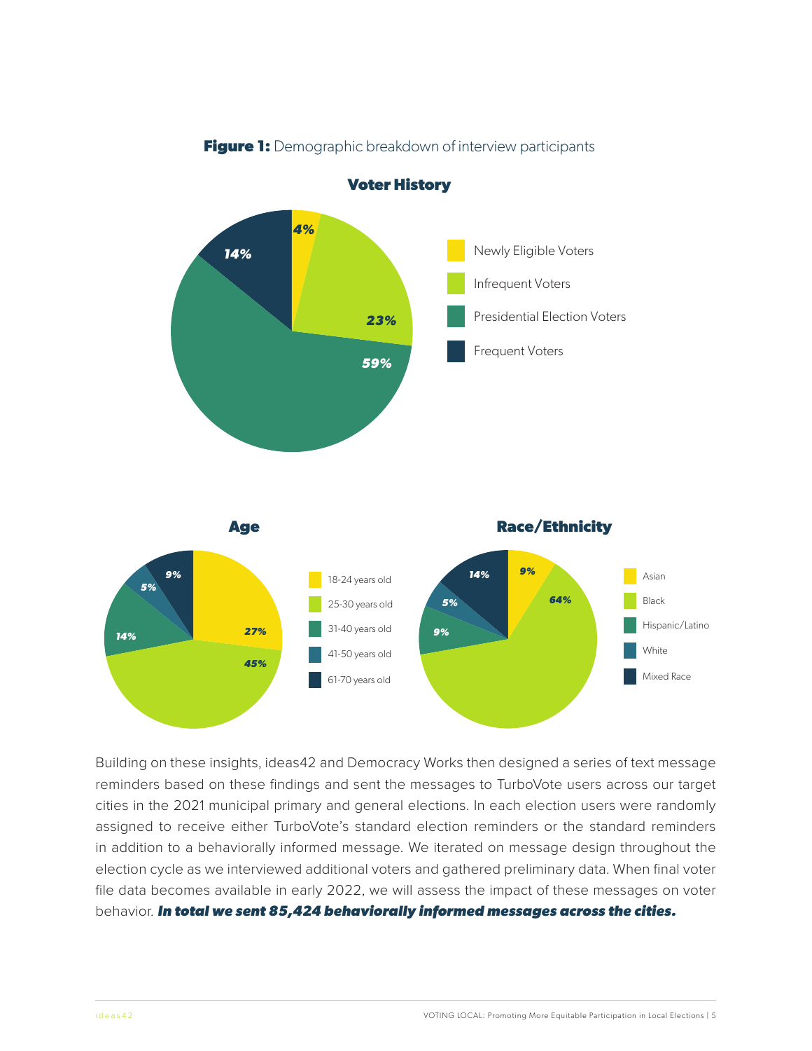**Figure 1:** Demographic breakdown of interview participants

**Voter History**

- Newly Eligible Voters: 4%
- Infrequent Voters: 23%
- Presidential Election Voters: 59%
- Frequent Voters: 14%

**Age**

- 18-24 years old: 27%
- 25-30 years old: 45%
- 31-40 years old: 14%
- 41-50 years old: 5%
- 61-70 years old: 9%

**Race/Ethnicity**

- Asian: 9%
- Black: 64%
- Hispanic/Latino: 9%
- White: 5%
- Mixed Race: 14%

Building on these insights, ideas42 and Democracy Works then designed a series of text message reminders based on these findings and sent the messages to TurboVote users across our target cities in the 2021 municipal primary and general elections. In each election users were randomly assigned to receive either TurboVote's standard election reminders or the standard reminders in addition to a behaviorally informed message. We iterated on message design throughout the election cycle as we interviewed additional voters and gathered preliminary data. When final voter file data becomes available in early 2022, we will assess the impact of these messages on voter behavior. ***In total we sent 85,424 behaviorally informed messages across the cities.***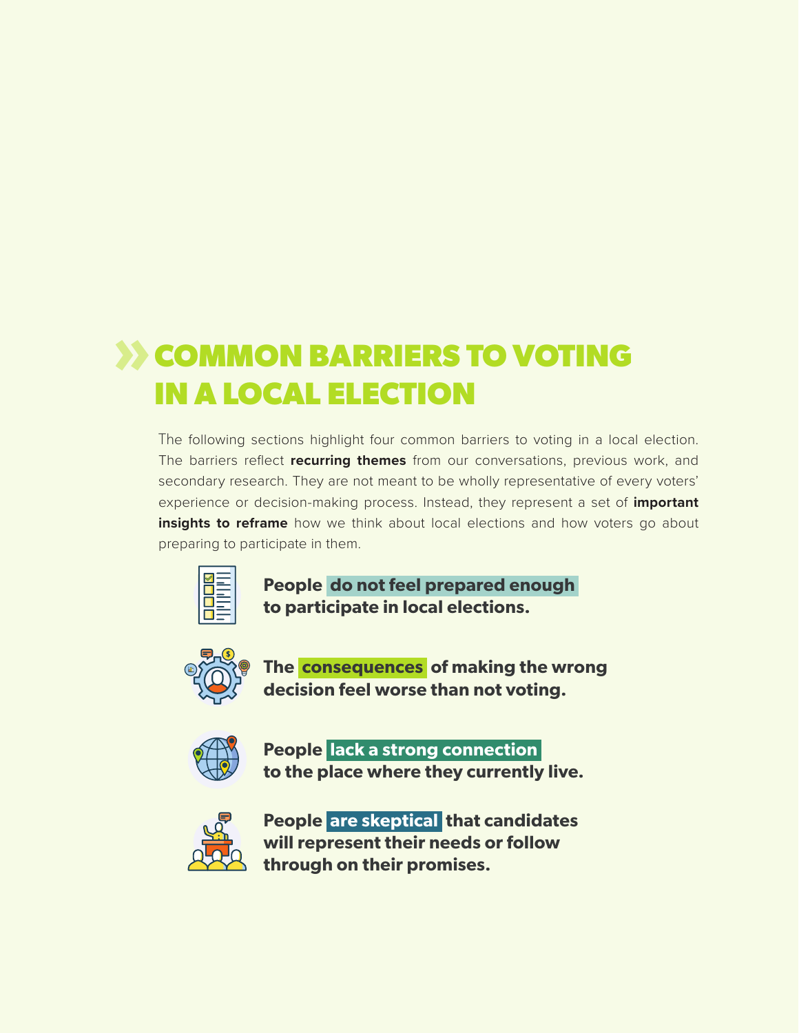# COMMON BARRIERS TO VOTING IN A LOCAL ELECTION

The following sections highlight four common barriers to voting in a local election. The barriers reflect **recurring themes** from our conversations, previous work, and secondary research. They are not meant to be wholly representative of every voters' experience or decision-making process. Instead, they represent a set of **important insights to reframe** how we think about local elections and how voters go about preparing to participate in them.

- **People do not feel prepared enough to participate in local elections.**
- **The consequences of making the wrong decision feel worse than not voting.**
- **People lack a strong connection to the place where they currently live.**
- **People are skeptical that candidates will represent their needs or follow through on their promises.**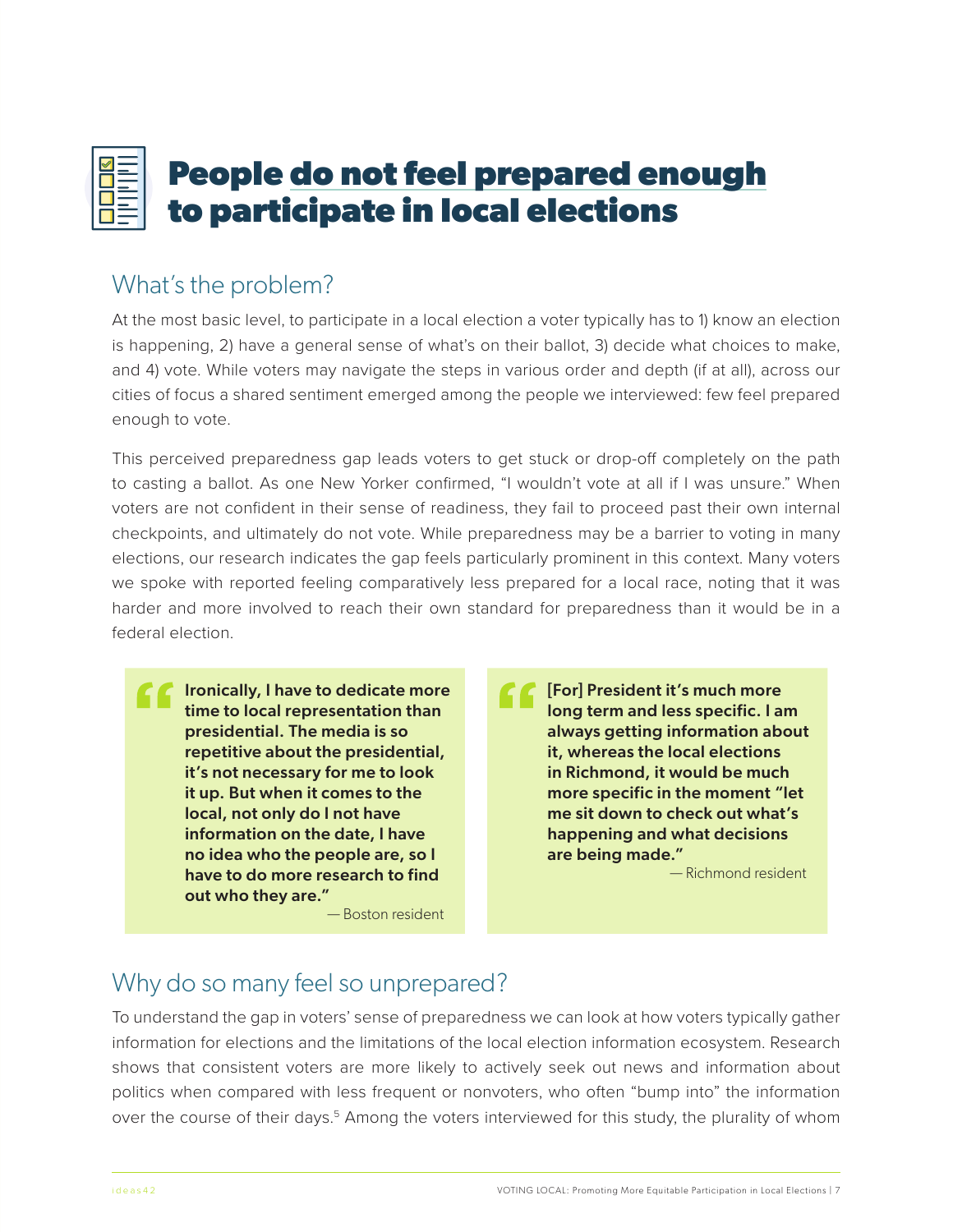# People do not feel prepared enough to participate in local elections

## What's the problem?

At the most basic level, to participate in a local election a voter typically has to 1) know an election is happening, 2) have a general sense of what's on their ballot, 3) decide what choices to make, and 4) vote. While voters may navigate the steps in various order and depth (if at all), across our cities of focus a shared sentiment emerged among the people we interviewed: few feel prepared enough to vote.

This perceived preparedness gap leads voters to get stuck or drop-off completely on the path to casting a ballot. As one New Yorker confirmed, "I wouldn't vote at all if I was unsure." When voters are not confident in their sense of readiness, they fail to proceed past their own internal checkpoints, and ultimately do not vote. While preparedness may be a barrier to voting in many elections, our research indicates the gap feels particularly prominent in this context. Many voters we spoke with reported feeling comparatively less prepared for a local race, noting that it was harder and more involved to reach their own standard for preparedness than it would be in a federal election.

> **"Ironically, I have to dedicate more time to local representation than presidential. The media is so repetitive about the presidential, it's not necessary for me to look it up. But when it comes to the local, not only do I not have information on the date, I have no idea who the people are, so I have to do more research to find out who they are."**
>
> — Boston resident

> **"[For] President it's much more long term and less specific. I am always getting information about it, whereas the local elections in Richmond, it would be much more specific in the moment "let me sit down to check out what's happening and what decisions are being made."**
>
> — Richmond resident

## Why do so many feel so unprepared?

To understand the gap in voters' sense of preparedness we can look at how voters typically gather information for elections and the limitations of the local election information ecosystem. Research shows that consistent voters are more likely to actively seek out news and information about politics when compared with less frequent or nonvoters, who often "bump into" the information over the course of their days.[5] Among the voters interviewed for this study, the plurality of whom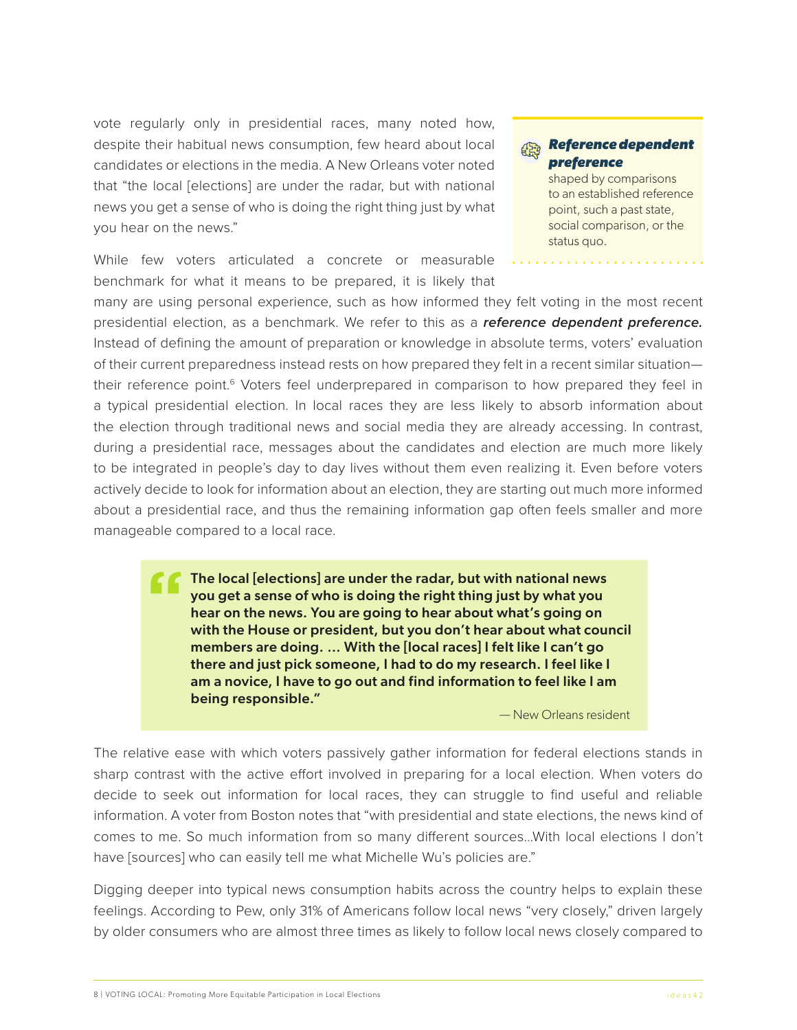vote regularly only in presidential races, many noted how, despite their habitual news consumption, few heard about local candidates or elections in the media. A New Orleans voter noted that "the local [elections] are under the radar, but with national news you get a sense of who is doing the right thing just by what you hear on the news."

> ***Reference dependent preference***
> shaped by comparisons to an established reference point, such a past state, social comparison, or the status quo.

While few voters articulated a concrete or measurable benchmark for what it means to be prepared, it is likely that many are using personal experience, such as how informed they felt voting in the most recent presidential election, as a benchmark. We refer to this as a ***reference dependent preference.*** Instead of defining the amount of preparation or knowledge in absolute terms, voters' evaluation of their current preparedness instead rests on how prepared they felt in a recent similar situation—their reference point.[6] Voters feel underprepared in comparison to how prepared they feel in a typical presidential election. In local races they are less likely to absorb information about the election through traditional news and social media they are already accessing. In contrast, during a presidential race, messages about the candidates and election are much more likely to be integrated in people's day to day lives without them even realizing it. Even before voters actively decide to look for information about an election, they are starting out much more informed about a presidential race, and thus the remaining information gap often feels smaller and more manageable compared to a local race.

> **"The local [elections] are under the radar, but with national news you get a sense of who is doing the right thing just by what you hear on the news. You are going to hear about what's going on with the House or president, but you don't hear about what council members are doing. ... With the [local races] I felt like I can't go there and just pick someone, I had to do my research. I feel like I am a novice, I have to go out and find information to feel like I am being responsible."**
>
> — New Orleans resident

The relative ease with which voters passively gather information for federal elections stands in sharp contrast with the active effort involved in preparing for a local election. When voters do decide to seek out information for local races, they can struggle to find useful and reliable information. A voter from Boston notes that "with presidential and state elections, the news kind of comes to me. So much information from so many different sources...With local elections I don't have [sources] who can easily tell me what Michelle Wu's policies are."

Digging deeper into typical news consumption habits across the country helps to explain these feelings. According to Pew, only 31% of Americans follow local news "very closely," driven largely by older consumers who are almost three times as likely to follow local news closely compared to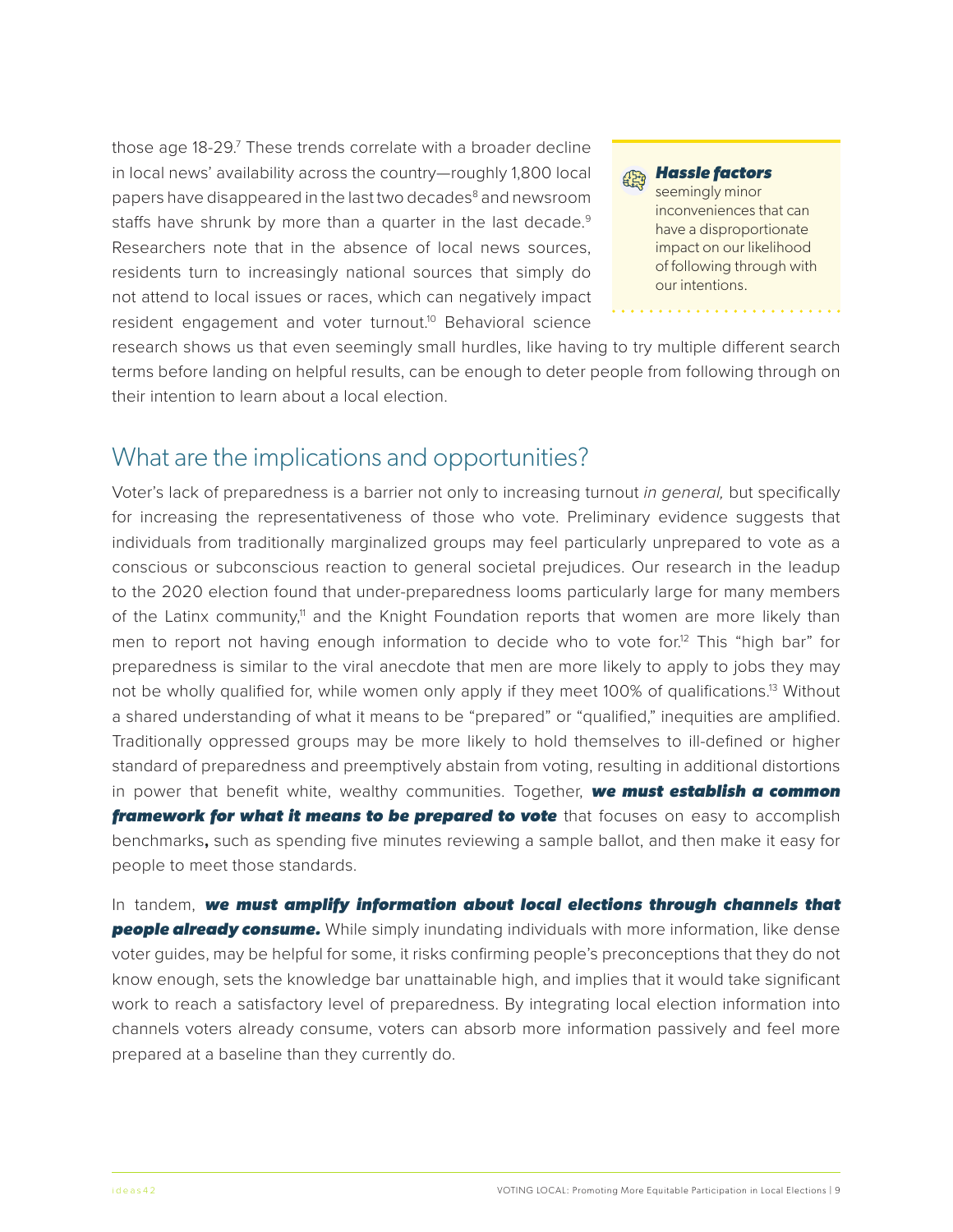those age 18-29.[7] These trends correlate with a broader decline in local news' availability across the country—roughly 1,800 local papers have disappeared in the last two decades[8] and newsroom staffs have shrunk by more than a quarter in the last decade.[9] Researchers note that in the absence of local news sources, residents turn to increasingly national sources that simply do not attend to local issues or races, which can negatively impact resident engagement and voter turnout.[10] Behavioral science research shows us that even seemingly small hurdles, like having to try multiple different search terms before landing on helpful results, can be enough to deter people from following through on their intention to learn about a local election.

> ***Hassle factors***
> seemingly minor inconveniences that can have a disproportionate impact on our likelihood of following through with our intentions.

## What are the implications and opportunities?

Voter's lack of preparedness is a barrier not only to increasing turnout *in general,* but specifically for increasing the representativeness of those who vote. Preliminary evidence suggests that individuals from traditionally marginalized groups may feel particularly unprepared to vote as a conscious or subconscious reaction to general societal prejudices. Our research in the leadup to the 2020 election found that under-preparedness looms particularly large for many members of the Latinx community,[11] and the Knight Foundation reports that women are more likely than men to report not having enough information to decide who to vote for.[12] This "high bar" for preparedness is similar to the viral anecdote that men are more likely to apply to jobs they may not be wholly qualified for, while women only apply if they meet 100% of qualifications.[13] Without a shared understanding of what it means to be "prepared" or "qualified," inequities are amplified. Traditionally oppressed groups may be more likely to hold themselves to ill-defined or higher standard of preparedness and preemptively abstain from voting, resulting in additional distortions in power that benefit white, wealthy communities. Together, ***we must establish a common framework for what it means to be prepared to vote*** that focuses on easy to accomplish benchmarks**,** such as spending five minutes reviewing a sample ballot, and then make it easy for people to meet those standards.

In tandem, ***we must amplify information about local elections through channels that people already consume.*** While simply inundating individuals with more information, like dense voter guides, may be helpful for some, it risks confirming people's preconceptions that they do not know enough, sets the knowledge bar unattainable high, and implies that it would take significant work to reach a satisfactory level of preparedness. By integrating local election information into channels voters already consume, voters can absorb more information passively and feel more prepared at a baseline than they currently do.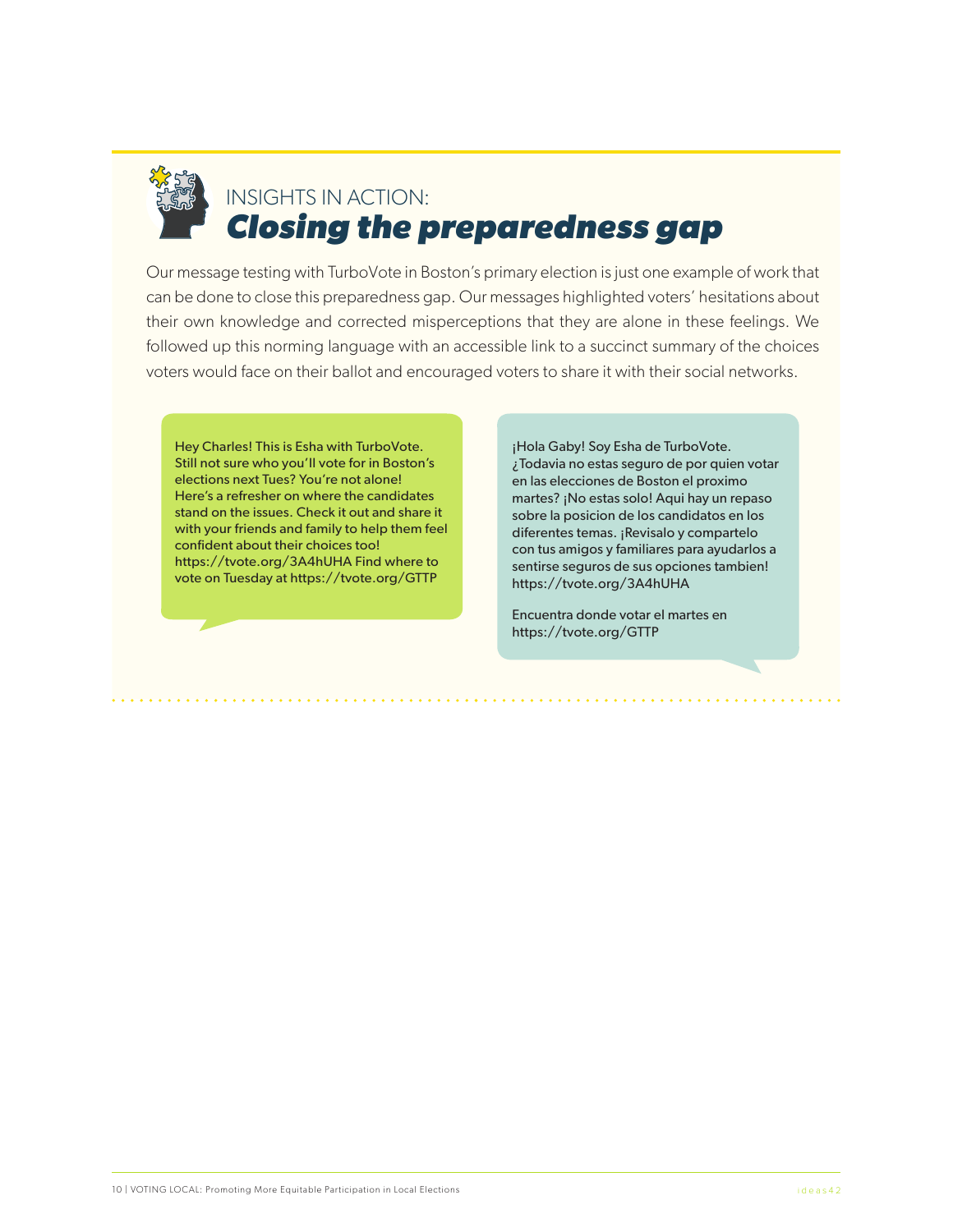## INSIGHTS IN ACTION: *Closing the preparedness gap*

Our message testing with TurboVote in Boston's primary election is just one example of work that can be done to close this preparedness gap. Our messages highlighted voters' hesitations about their own knowledge and corrected misperceptions that they are alone in these feelings. We followed up this norming language with an accessible link to a succinct summary of the choices voters would face on their ballot and encouraged voters to share it with their social networks.

> Hey Charles! This is Esha with TurboVote. Still not sure who you'll vote for in Boston's elections next Tues? You're not alone! Here's a refresher on where the candidates stand on the issues. Check it out and share it with your friends and family to help them feel confident about their choices too! https://tvote.org/3A4hUHA Find where to vote on Tuesday at https://tvote.org/GTTP

> ¡Hola Gaby! Soy Esha de TurboVote. ¿Todavia no estas seguro de por quien votar en las elecciones de Boston el proximo martes? ¡No estas solo! Aqui hay un repaso sobre la posicion de los candidatos en los diferentes temas. ¡Revisalo y compartelo con tus amigos y familiares para ayudarlos a sentirse seguros de sus opciones tambien! https://tvote.org/3A4hUHA
>
> Encuentra donde votar el martes en https://tvote.org/GTTP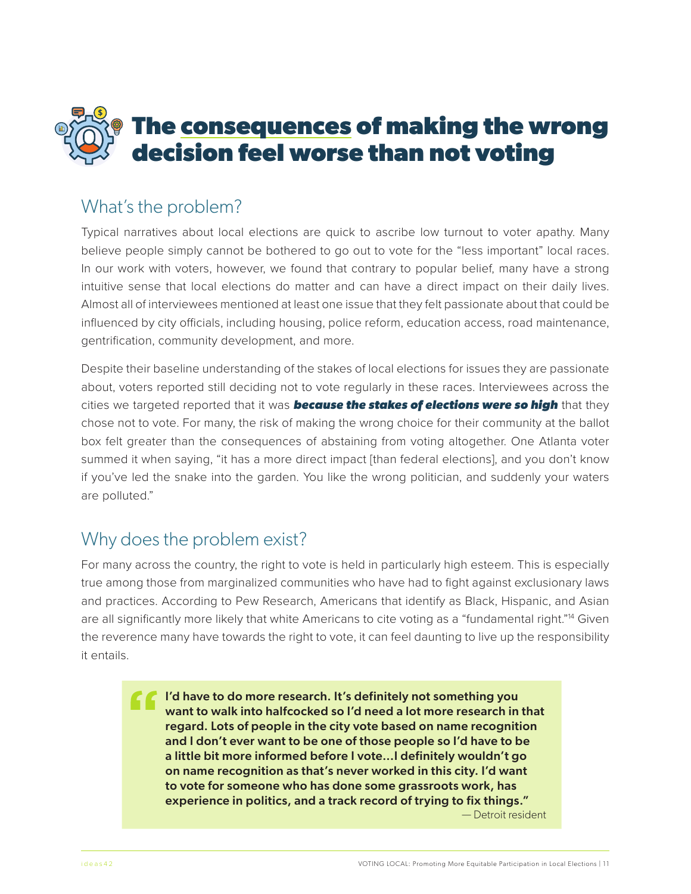# The consequences of making the wrong decision feel worse than not voting

## What's the problem?

Typical narratives about local elections are quick to ascribe low turnout to voter apathy. Many believe people simply cannot be bothered to go out to vote for the "less important" local races. In our work with voters, however, we found that contrary to popular belief, many have a strong intuitive sense that local elections do matter and can have a direct impact on their daily lives. Almost all of interviewees mentioned at least one issue that they felt passionate about that could be influenced by city officials, including housing, police reform, education access, road maintenance, gentrification, community development, and more.

Despite their baseline understanding of the stakes of local elections for issues they are passionate about, voters reported still deciding not to vote regularly in these races. Interviewees across the cities we targeted reported that it was ***because the stakes of elections were so high*** that they chose not to vote. For many, the risk of making the wrong choice for their community at the ballot box felt greater than the consequences of abstaining from voting altogether. One Atlanta voter summed it when saying, "it has a more direct impact [than federal elections], and you don't know if you've led the snake into the garden. You like the wrong politician, and suddenly your waters are polluted."

## Why does the problem exist?

For many across the country, the right to vote is held in particularly high esteem. This is especially true among those from marginalized communities who have had to fight against exclusionary laws and practices. According to Pew Research, Americans that identify as Black, Hispanic, and Asian are all significantly more likely that white Americans to cite voting as a "fundamental right."[14] Given the reverence many have towards the right to vote, it can feel daunting to live up the responsibility it entails.

> **"I'd have to do more research. It's definitely not something you want to walk into halfcocked so I'd need a lot more research in that regard. Lots of people in the city vote based on name recognition and I don't ever want to be one of those people so I'd have to be a little bit more informed before I vote…I definitely wouldn't go on name recognition as that's never worked in this city. I'd want to vote for someone who has done some grassroots work, has experience in politics, and a track record of trying to fix things."**
>
> — Detroit resident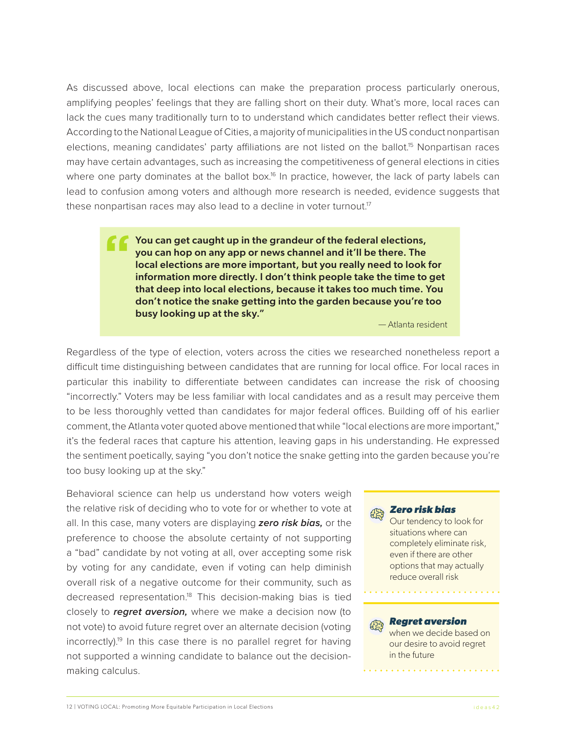As discussed above, local elections can make the preparation process particularly onerous, amplifying peoples' feelings that they are falling short on their duty. What's more, local races can lack the cues many traditionally turn to to understand which candidates better reflect their views. According to the National League of Cities, a majority of municipalities in the US conduct nonpartisan elections, meaning candidates' party affiliations are not listed on the ballot.[15] Nonpartisan races may have certain advantages, such as increasing the competitiveness of general elections in cities where one party dominates at the ballot box.[16] In practice, however, the lack of party labels can lead to confusion among voters and although more research is needed, evidence suggests that these nonpartisan races may also lead to a decline in voter turnout.[17]

> **"You can get caught up in the grandeur of the federal elections, you can hop on any app or news channel and it'll be there. The local elections are more important, but you really need to look for information more directly. I don't think people take the time to get that deep into local elections, because it takes too much time. You don't notice the snake getting into the garden because you're too busy looking up at the sky."**
>
> — Atlanta resident

Regardless of the type of election, voters across the cities we researched nonetheless report a difficult time distinguishing between candidates that are running for local office. For local races in particular this inability to differentiate between candidates can increase the risk of choosing "incorrectly." Voters may be less familiar with local candidates and as a result may perceive them to be less thoroughly vetted than candidates for major federal offices. Building off of his earlier comment, the Atlanta voter quoted above mentioned that while "local elections are more important," it's the federal races that capture his attention, leaving gaps in his understanding. He expressed the sentiment poetically, saying "you don't notice the snake getting into the garden because you're too busy looking up at the sky."

Behavioral science can help us understand how voters weigh the relative risk of deciding who to vote for or whether to vote at all. In this case, many voters are displaying ***zero risk bias,*** or the preference to choose the absolute certainty of not supporting a "bad" candidate by not voting at all, over accepting some risk by voting for any candidate, even if voting can help diminish overall risk of a negative outcome for their community, such as decreased representation.[18] This decision-making bias is tied closely to ***regret aversion,*** where we make a decision now (to not vote) to avoid future regret over an alternate decision (voting incorrectly).[19] In this case there is no parallel regret for having not supported a winning candidate to balance out the decision-making calculus.

> ***Zero risk bias***
> Our tendency to look for situations where can completely eliminate risk, even if there are other options that may actually reduce overall risk

> ***Regret aversion***
> when we decide based on our desire to avoid regret in the future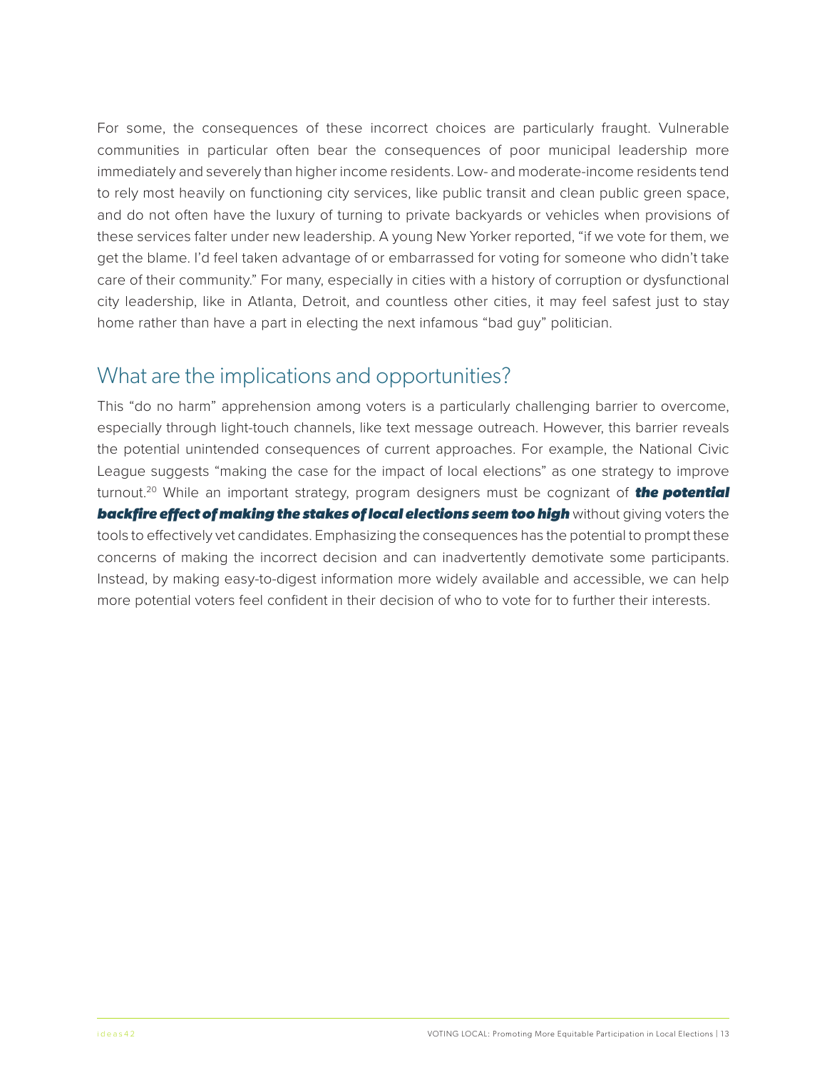For some, the consequences of these incorrect choices are particularly fraught. Vulnerable communities in particular often bear the consequences of poor municipal leadership more immediately and severely than higher income residents. Low- and moderate-income residents tend to rely most heavily on functioning city services, like public transit and clean public green space, and do not often have the luxury of turning to private backyards or vehicles when provisions of these services falter under new leadership. A young New Yorker reported, "if we vote for them, we get the blame. I'd feel taken advantage of or embarrassed for voting for someone who didn't take care of their community." For many, especially in cities with a history of corruption or dysfunctional city leadership, like in Atlanta, Detroit, and countless other cities, it may feel safest just to stay home rather than have a part in electing the next infamous "bad guy" politician.

## What are the implications and opportunities?

This "do no harm" apprehension among voters is a particularly challenging barrier to overcome, especially through light-touch channels, like text message outreach. However, this barrier reveals the potential unintended consequences of current approaches. For example, the National Civic League suggests "making the case for the impact of local elections" as one strategy to improve turnout.[20] While an important strategy, program designers must be cognizant of ***the potential backfire effect of making the stakes of local elections seem too high*** without giving voters the tools to effectively vet candidates. Emphasizing the consequences has the potential to prompt these concerns of making the incorrect decision and can inadvertently demotivate some participants. Instead, by making easy-to-digest information more widely available and accessible, we can help more potential voters feel confident in their decision of who to vote for to further their interests.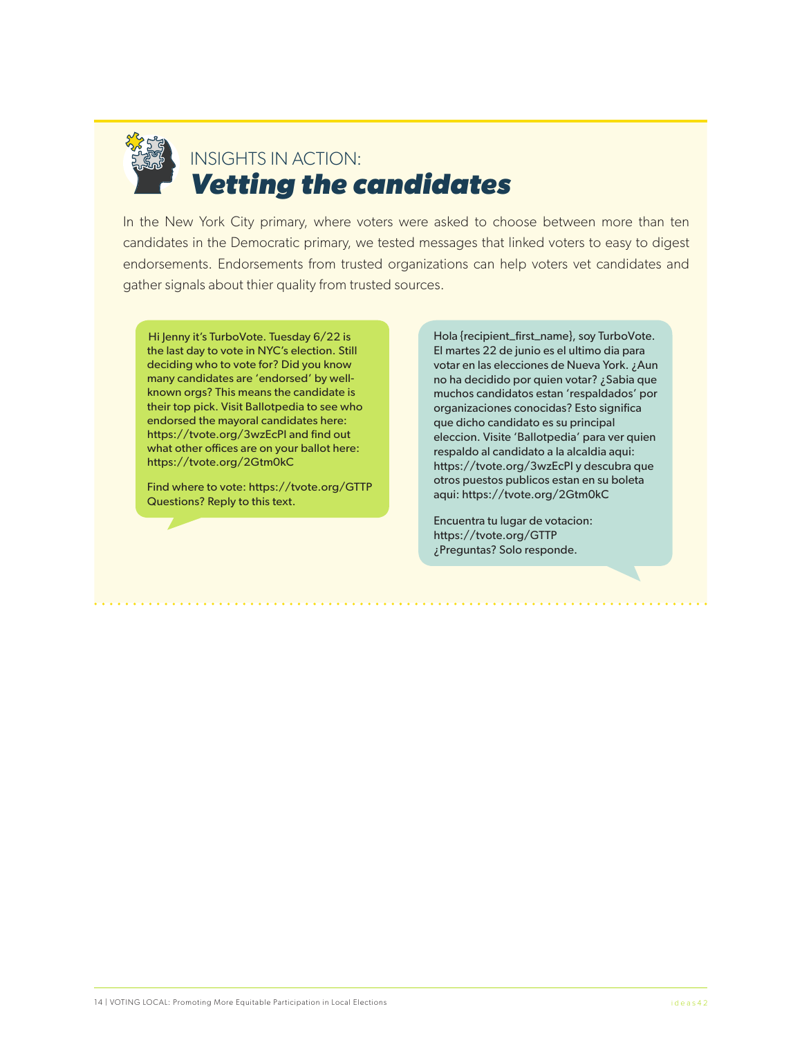## INSIGHTS IN ACTION: *Vetting the candidates*

In the New York City primary, where voters were asked to choose between more than ten candidates in the Democratic primary, we tested messages that linked voters to easy to digest endorsements. Endorsements from trusted organizations can help voters vet candidates and gather signals about thier quality from trusted sources.

> Hi Jenny it's TurboVote. Tuesday 6/22 is the last day to vote in NYC's election. Still deciding who to vote for? Did you know many candidates are 'endorsed' by well-known orgs? This means the candidate is their top pick. Visit Ballotpedia to see who endorsed the mayoral candidates here: https://tvote.org/3wzEcPI and find out what other offices are on your ballot here: https://tvote.org/2Gtm0kC
>
> Find where to vote: https://tvote.org/GTTP
> Questions? Reply to this text.

> Hola {recipient_first_name}, soy TurboVote. El martes 22 de junio es el ultimo dia para votar en las elecciones de Nueva York. ¿Aun no ha decidido por quien votar? ¿Sabia que muchos candidatos estan 'respaldados' por organizaciones conocidas? Esto significa que dicho candidato es su principal eleccion. Visite 'Ballotpedia' para ver quien respaldo al candidato a la alcaldia aqui: https://tvote.org/3wzEcPI y descubra que otros puestos publicos estan en su boleta aqui: https://tvote.org/2Gtm0kC
>
> Encuentra tu lugar de votacion: https://tvote.org/GTTP
> ¿Preguntas? Solo responde.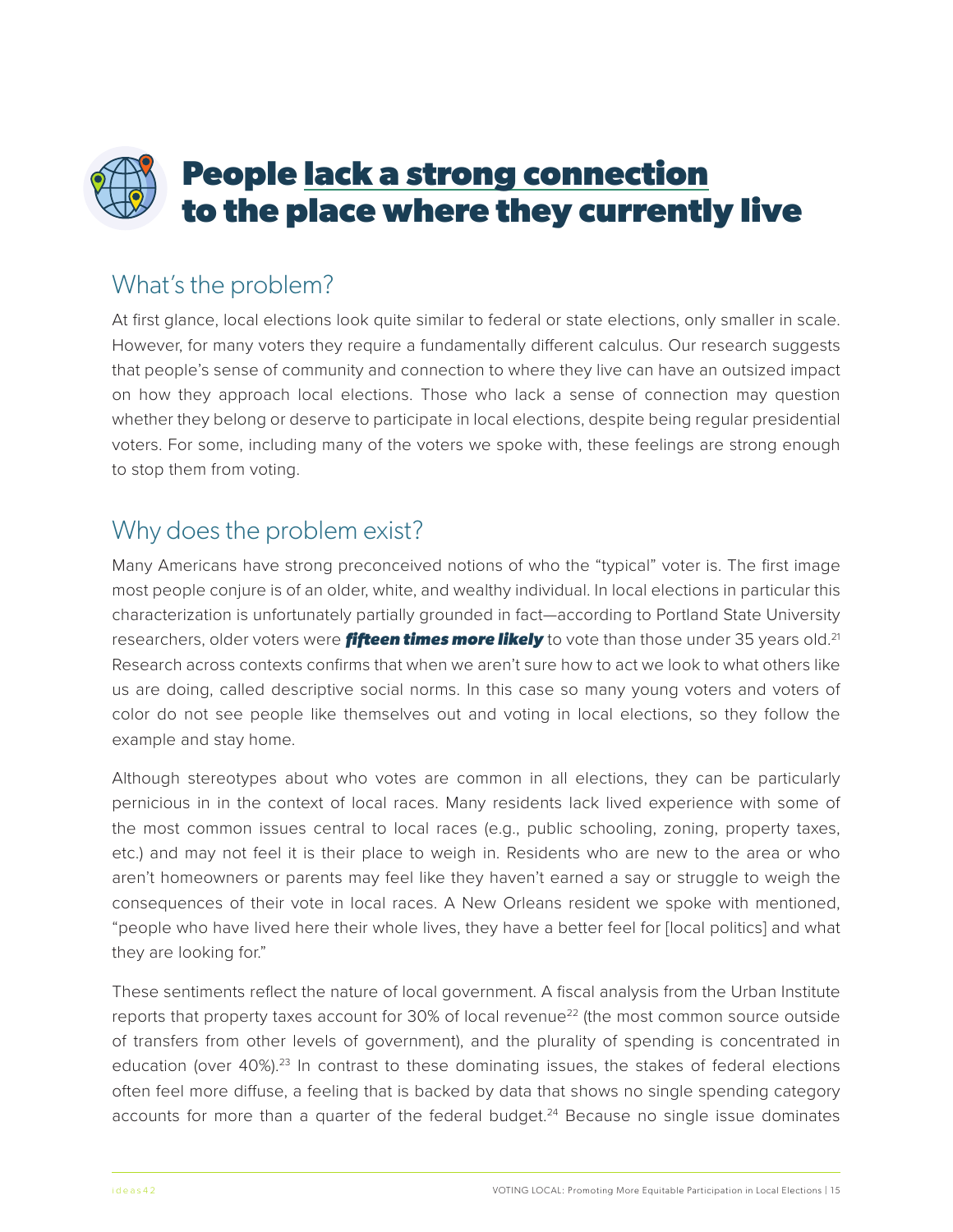# People lack a strong connection to the place where they currently live

## What's the problem?

At first glance, local elections look quite similar to federal or state elections, only smaller in scale. However, for many voters they require a fundamentally different calculus. Our research suggests that people's sense of community and connection to where they live can have an outsized impact on how they approach local elections. Those who lack a sense of connection may question whether they belong or deserve to participate in local elections, despite being regular presidential voters. For some, including many of the voters we spoke with, these feelings are strong enough to stop them from voting.

## Why does the problem exist?

Many Americans have strong preconceived notions of who the "typical" voter is. The first image most people conjure is of an older, white, and wealthy individual. In local elections in particular this characterization is unfortunately partially grounded in fact—according to Portland State University researchers, older voters were ***fifteen times more likely*** to vote than those under 35 years old.[21] Research across contexts confirms that when we aren't sure how to act we look to what others like us are doing, called descriptive social norms. In this case so many young voters and voters of color do not see people like themselves out and voting in local elections, so they follow the example and stay home.

Although stereotypes about who votes are common in all elections, they can be particularly pernicious in in the context of local races. Many residents lack lived experience with some of the most common issues central to local races (e.g., public schooling, zoning, property taxes, etc.) and may not feel it is their place to weigh in. Residents who are new to the area or who aren't homeowners or parents may feel like they haven't earned a say or struggle to weigh the consequences of their vote in local races. A New Orleans resident we spoke with mentioned, "people who have lived here their whole lives, they have a better feel for [local politics] and what they are looking for."

These sentiments reflect the nature of local government. A fiscal analysis from the Urban Institute reports that property taxes account for 30% of local revenue[22] (the most common source outside of transfers from other levels of government), and the plurality of spending is concentrated in education (over 40%).[23] In contrast to these dominating issues, the stakes of federal elections often feel more diffuse, a feeling that is backed by data that shows no single spending category accounts for more than a quarter of the federal budget.[24] Because no single issue dominates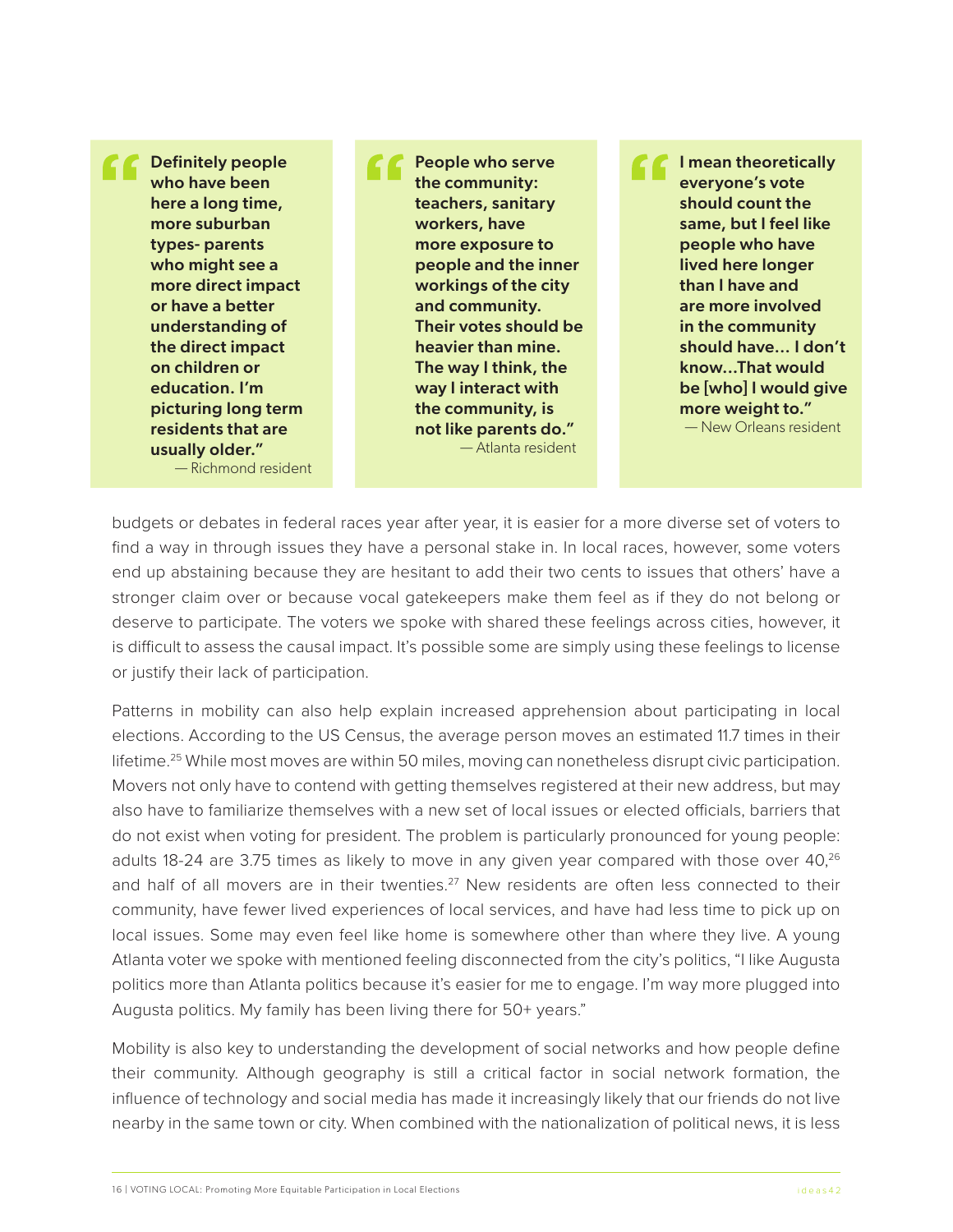> **"Definitely people who have been here a long time, more suburban types- parents who might see a more direct impact or have a better understanding of the direct impact on children or education. I'm picturing long term residents that are usually older."**
> — Richmond resident

> **"People who serve the community: teachers, sanitary workers, have more exposure to people and the inner workings of the city and community. Their votes should be heavier than mine. The way I think, the way I interact with the community, is not like parents do."**
> — Atlanta resident

> **"I mean theoretically everyone's vote should count the same, but I feel like people who have lived here longer than I have and are more involved in the community should have... I don't know...That would be [who] I would give more weight to."**
> — New Orleans resident

budgets or debates in federal races year after year, it is easier for a more diverse set of voters to find a way in through issues they have a personal stake in. In local races, however, some voters end up abstaining because they are hesitant to add their two cents to issues that others' have a stronger claim over or because vocal gatekeepers make them feel as if they do not belong or deserve to participate. The voters we spoke with shared these feelings across cities, however, it is difficult to assess the causal impact. It's possible some are simply using these feelings to license or justify their lack of participation.

Patterns in mobility can also help explain increased apprehension about participating in local elections. According to the US Census, the average person moves an estimated 11.7 times in their lifetime.[25] While most moves are within 50 miles, moving can nonetheless disrupt civic participation. Movers not only have to contend with getting themselves registered at their new address, but may also have to familiarize themselves with a new set of local issues or elected officials, barriers that do not exist when voting for president. The problem is particularly pronounced for young people: adults 18-24 are 3.75 times as likely to move in any given year compared with those over 40,[26] and half of all movers are in their twenties.[27] New residents are often less connected to their community, have fewer lived experiences of local services, and have had less time to pick up on local issues. Some may even feel like home is somewhere other than where they live. A young Atlanta voter we spoke with mentioned feeling disconnected from the city's politics, "I like Augusta politics more than Atlanta politics because it's easier for me to engage. I'm way more plugged into Augusta politics. My family has been living there for 50+ years."

Mobility is also key to understanding the development of social networks and how people define their community. Although geography is still a critical factor in social network formation, the influence of technology and social media has made it increasingly likely that our friends do not live nearby in the same town or city. When combined with the nationalization of political news, it is less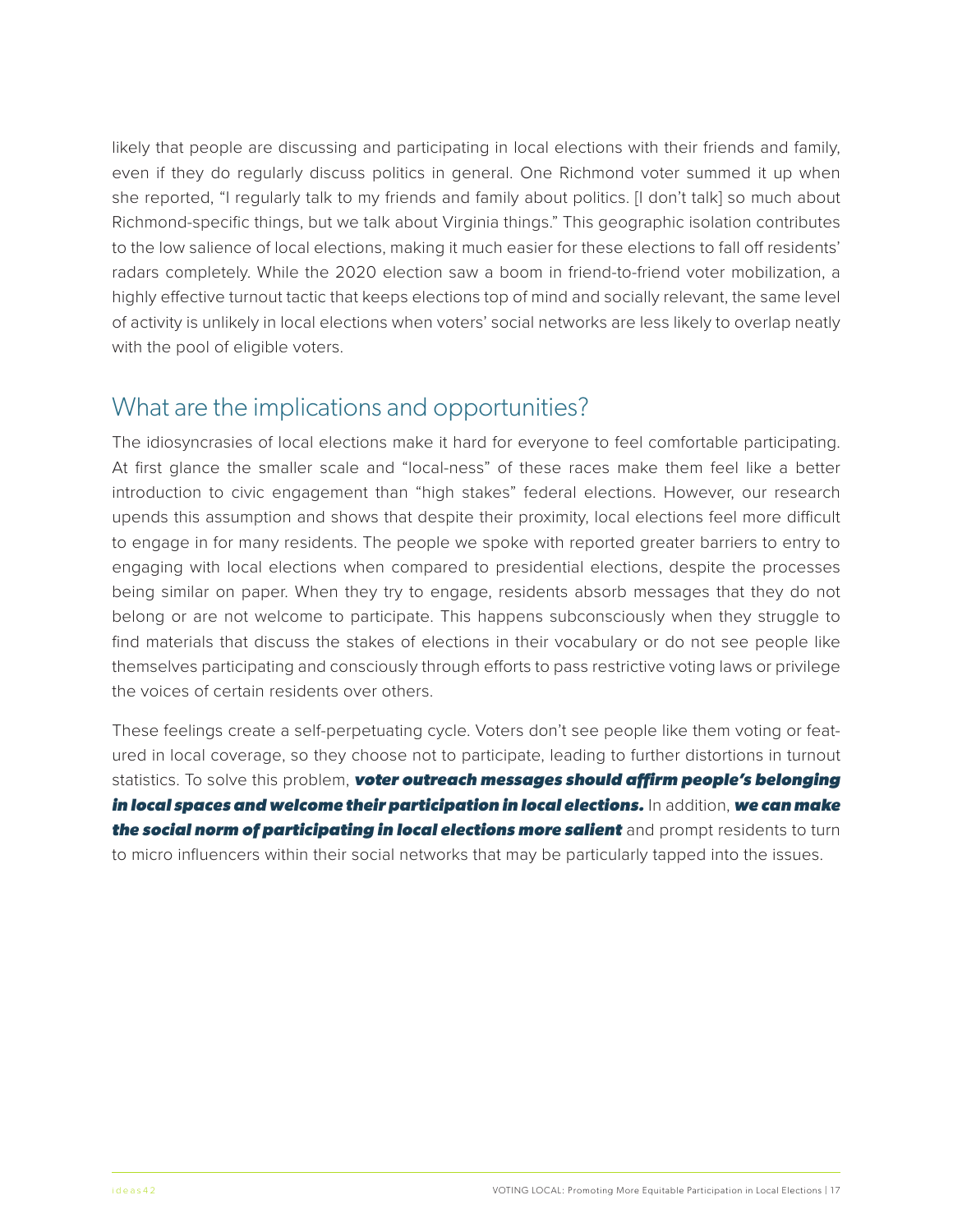likely that people are discussing and participating in local elections with their friends and family, even if they do regularly discuss politics in general. One Richmond voter summed it up when she reported, "I regularly talk to my friends and family about politics. [I don't talk] so much about Richmond-specific things, but we talk about Virginia things." This geographic isolation contributes to the low salience of local elections, making it much easier for these elections to fall off residents' radars completely. While the 2020 election saw a boom in friend-to-friend voter mobilization, a highly effective turnout tactic that keeps elections top of mind and socially relevant, the same level of activity is unlikely in local elections when voters' social networks are less likely to overlap neatly with the pool of eligible voters.

## What are the implications and opportunities?

The idiosyncrasies of local elections make it hard for everyone to feel comfortable participating. At first glance the smaller scale and "local-ness" of these races make them feel like a better introduction to civic engagement than "high stakes" federal elections. However, our research upends this assumption and shows that despite their proximity, local elections feel more difficult to engage in for many residents. The people we spoke with reported greater barriers to entry to engaging with local elections when compared to presidential elections, despite the processes being similar on paper. When they try to engage, residents absorb messages that they do not belong or are not welcome to participate. This happens subconsciously when they struggle to find materials that discuss the stakes of elections in their vocabulary or do not see people like themselves participating and consciously through efforts to pass restrictive voting laws or privilege the voices of certain residents over others.

These feelings create a self-perpetuating cycle. Voters don't see people like them voting or featured in local coverage, so they choose not to participate, leading to further distortions in turnout statistics. To solve this problem, ***voter outreach messages should affirm people's belonging in local spaces and welcome their participation in local elections.*** In addition, ***we can make the social norm of participating in local elections more salient*** and prompt residents to turn to micro influencers within their social networks that may be particularly tapped into the issues.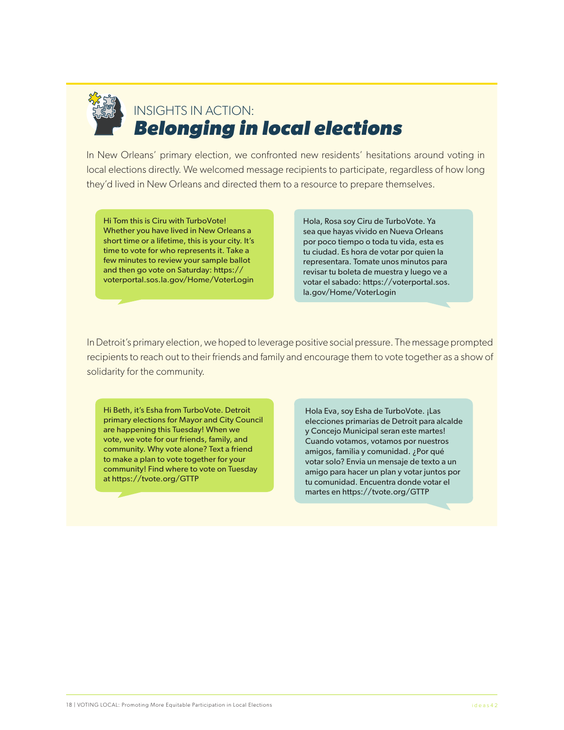## INSIGHTS IN ACTION: ***Belonging in local elections***

In New Orleans' primary election, we confronted new residents' hesitations around voting in local elections directly. We welcomed message recipients to participate, regardless of how long they'd lived in New Orleans and directed them to a resource to prepare themselves.

> Hi Tom this is Ciru with TurboVote! Whether you have lived in New Orleans a short time or a lifetime, this is your city. It's time to vote for who represents it. Take a few minutes to review your sample ballot and then go vote on Saturday: https://voterportal.sos.la.gov/Home/VoterLogin

> Hola, Rosa soy Ciru de TurboVote. Ya sea que hayas vivido en Nueva Orleans por poco tiempo o toda tu vida, esta es tu ciudad. Es hora de votar por quien la representara. Tomate unos minutos para revisar tu boleta de muestra y luego ve a votar el sabado: https://voterportal.sos.la.gov/Home/VoterLogin

In Detroit's primary election, we hoped to leverage positive social pressure. The message prompted recipients to reach out to their friends and family and encourage them to vote together as a show of solidarity for the community.

> Hi Beth, it's Esha from TurboVote. Detroit primary elections for Mayor and City Council are happening this Tuesday! When we vote, we vote for our friends, family, and community. Why vote alone? Text a friend to make a plan to vote together for your community! Find where to vote on Tuesday at https://tvote.org/GTTP

> Hola Eva, soy Esha de TurboVote. ¡Las elecciones primarias de Detroit para alcalde y Concejo Municipal seran este martes! Cuando votamos, votamos por nuestros amigos, familia y comunidad. ¿Por qué votar solo? Envia un mensaje de texto a un amigo para hacer un plan y votar juntos por tu comunidad. Encuentra donde votar el martes en https://tvote.org/GTTP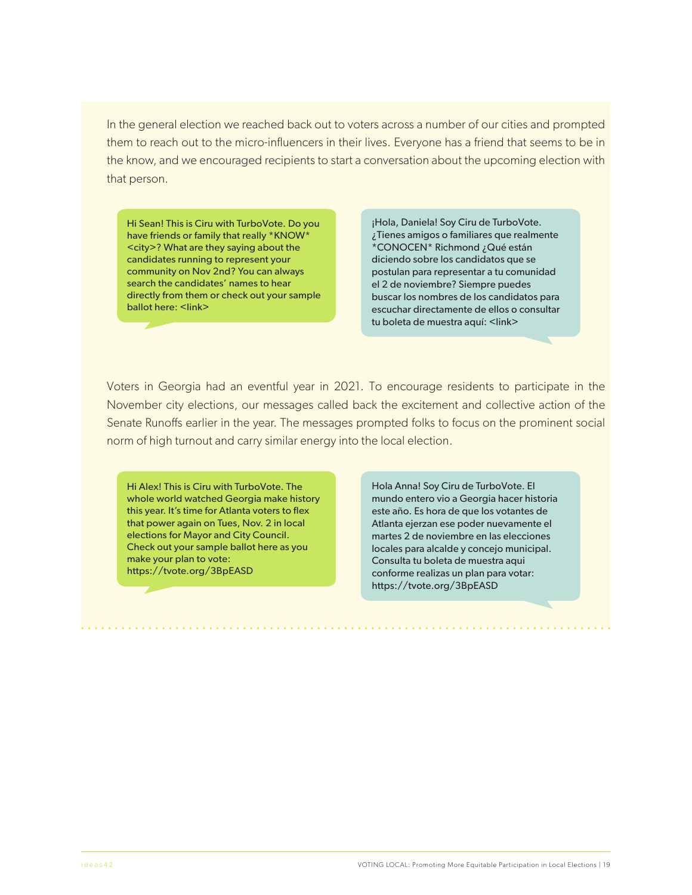In the general election we reached back out to voters across a number of our cities and prompted them to reach out to the micro-influencers in their lives. Everyone has a friend that seems to be in the know, and we encouraged recipients to start a conversation about the upcoming election with that person.

> Hi Sean! This is Ciru with TurboVote. Do you have friends or family that really *KNOW* <city>? What are they saying about the candidates running to represent your community on Nov 2nd? You can always search the candidates' names to hear directly from them or check out your sample ballot here: <link>

> ¡Hola, Daniela! Soy Ciru de TurboVote. ¿Tienes amigos o familiares que realmente *CONOCEN* Richmond ¿Qué están diciendo sobre los candidatos que se postulan para representar a tu comunidad el 2 de noviembre? Siempre puedes buscar los nombres de los candidatos para escuchar directamente de ellos o consultar tu boleta de muestra aquí: <link>

Voters in Georgia had an eventful year in 2021. To encourage residents to participate in the November city elections, our messages called back the excitement and collective action of the Senate Runoffs earlier in the year. The messages prompted folks to focus on the prominent social norm of high turnout and carry similar energy into the local election.

> Hi Alex! This is Ciru with TurboVote. The whole world watched Georgia make history this year. It's time for Atlanta voters to flex that power again on Tues, Nov. 2 in local elections for Mayor and City Council. Check out your sample ballot here as you make your plan to vote: https://tvote.org/3BpEASD

> Hola Anna! Soy Ciru de TurboVote. El mundo entero vio a Georgia hacer historia este año. Es hora de que los votantes de Atlanta ejerzan ese poder nuevamente el martes 2 de noviembre en las elecciones locales para alcalde y concejo municipal. Consulta tu boleta de muestra aqui conforme realizas un plan para votar: https://tvote.org/3BpEASD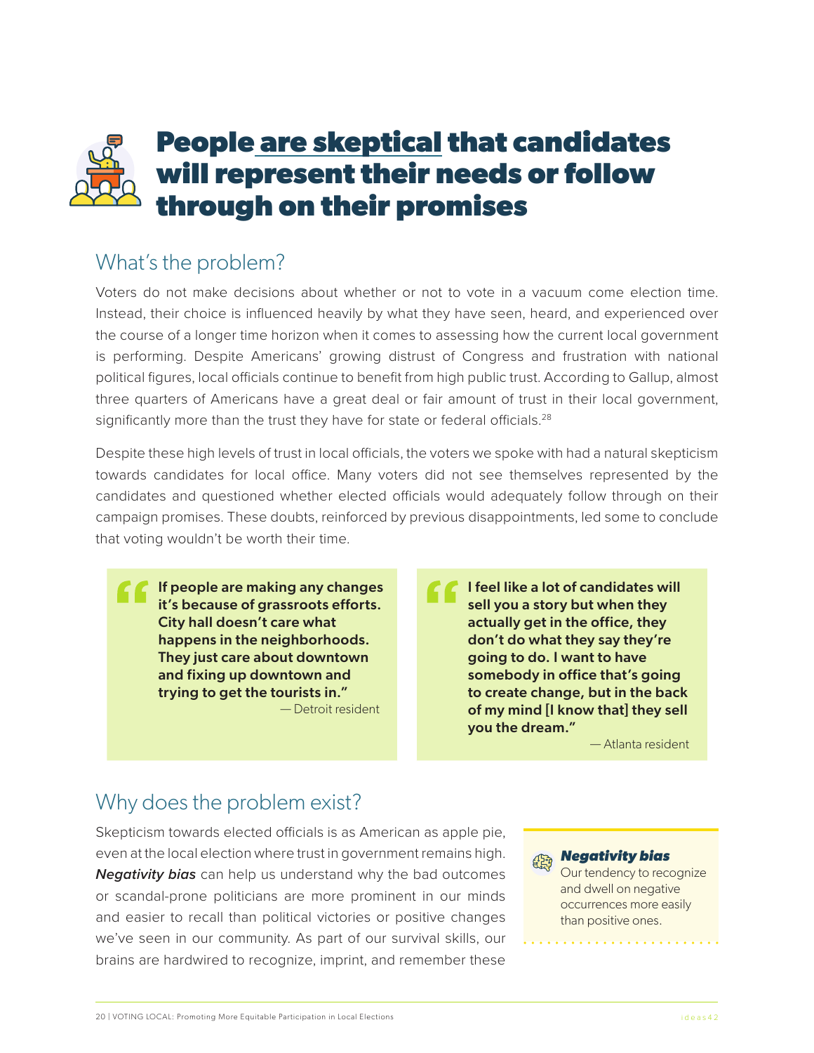# People are skeptical that candidates will represent their needs or follow through on their promises

## What's the problem?

Voters do not make decisions about whether or not to vote in a vacuum come election time. Instead, their choice is influenced heavily by what they have seen, heard, and experienced over the course of a longer time horizon when it comes to assessing how the current local government is performing. Despite Americans' growing distrust of Congress and frustration with national political figures, local officials continue to benefit from high public trust. According to Gallup, almost three quarters of Americans have a great deal or fair amount of trust in their local government, significantly more than the trust they have for state or federal officials.[28]

Despite these high levels of trust in local officials, the voters we spoke with had a natural skepticism towards candidates for local office. Many voters did not see themselves represented by the candidates and questioned whether elected officials would adequately follow through on their campaign promises. These doubts, reinforced by previous disappointments, led some to conclude that voting wouldn't be worth their time.

> **If people are making any changes it's because of grassroots efforts. City hall doesn't care what happens in the neighborhoods. They just care about downtown and fixing up downtown and trying to get the tourists in."**
>
> — Detroit resident

> **I feel like a lot of candidates will sell you a story but when they actually get in the office, they don't do what they say they're going to do. I want to have somebody in office that's going to create change, but in the back of my mind [I know that] they sell you the dream."**
>
> — Atlanta resident

## Why does the problem exist?

Skepticism towards elected officials is as American as apple pie, even at the local election where trust in government remains high. ***Negativity bias*** can help us understand why the bad outcomes or scandal-prone politicians are more prominent in our minds and easier to recall than political victories or positive changes we've seen in our community. As part of our survival skills, our brains are hardwired to recognize, imprint, and remember these

> ***Negativity bias***
> Our tendency to recognize and dwell on negative occurrences more easily than positive ones.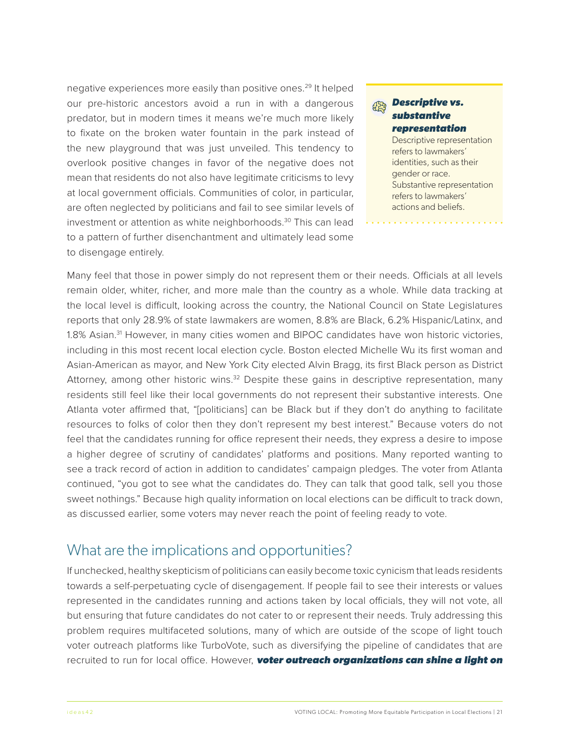negative experiences more easily than positive ones.[29] It helped our pre-historic ancestors avoid a run in with a dangerous predator, but in modern times it means we're much more likely to fixate on the broken water fountain in the park instead of the new playground that was just unveiled. This tendency to overlook positive changes in favor of the negative does not mean that residents do not also have legitimate criticisms to levy at local government officials. Communities of color, in particular, are often neglected by politicians and fail to see similar levels of investment or attention as white neighborhoods.[30] This can lead to a pattern of further disenchantment and ultimately lead some to disengage entirely.

> ***Descriptive vs. substantive representation***
>
> Descriptive representation refers to lawmakers' identities, such as their gender or race. Substantive representation refers to lawmakers' actions and beliefs.

Many feel that those in power simply do not represent them or their needs. Officials at all levels remain older, whiter, richer, and more male than the country as a whole. While data tracking at the local level is difficult, looking across the country, the National Council on State Legislatures reports that only 28.9% of state lawmakers are women, 8.8% are Black, 6.2% Hispanic/Latinx, and 1.8% Asian.[31] However, in many cities women and BIPOC candidates have won historic victories, including in this most recent local election cycle. Boston elected Michelle Wu its first woman and Asian-American as mayor, and New York City elected Alvin Bragg, its first Black person as District Attorney, among other historic wins.[32] Despite these gains in descriptive representation, many residents still feel like their local governments do not represent their substantive interests. One Atlanta voter affirmed that, "[politicians] can be Black but if they don't do anything to facilitate resources to folks of color then they don't represent my best interest." Because voters do not feel that the candidates running for office represent their needs, they express a desire to impose a higher degree of scrutiny of candidates' platforms and positions. Many reported wanting to see a track record of action in addition to candidates' campaign pledges. The voter from Atlanta continued, "you got to see what the candidates do. They can talk that good talk, sell you those sweet nothings." Because high quality information on local elections can be difficult to track down, as discussed earlier, some voters may never reach the point of feeling ready to vote.

## What are the implications and opportunities?

If unchecked, healthy skepticism of politicians can easily become toxic cynicism that leads residents towards a self-perpetuating cycle of disengagement. If people fail to see their interests or values represented in the candidates running and actions taken by local officials, they will not vote, all but ensuring that future candidates do not cater to or represent their needs. Truly addressing this problem requires multifaceted solutions, many of which are outside of the scope of light touch voter outreach platforms like TurboVote, such as diversifying the pipeline of candidates that are recruited to run for local office. However, ***voter outreach organizations can shine a light on***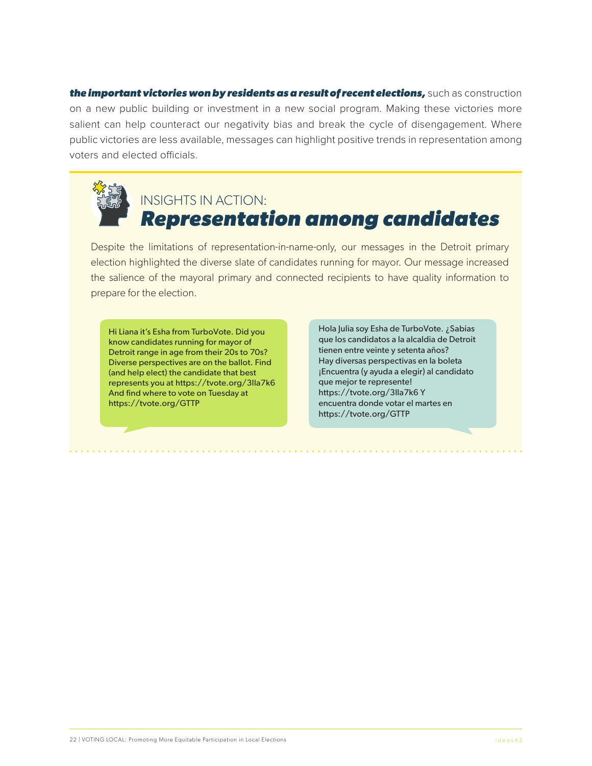***the important victories won by residents as a result of recent elections,*** such as construction on a new public building or investment in a new social program. Making these victories more salient can help counteract our negativity bias and break the cycle of disengagement. Where public victories are less available, messages can highlight positive trends in representation among voters and elected officials.

## INSIGHTS IN ACTION: *Representation among candidates*

Despite the limitations of representation-in-name-only, our messages in the Detroit primary election highlighted the diverse slate of candidates running for mayor. Our message increased the salience of the mayoral primary and connected recipients to have quality information to prepare for the election.

> Hi Liana it's Esha from TurboVote. Did you know candidates running for mayor of Detroit range in age from their 20s to 70s? Diverse perspectives are on the ballot. Find (and help elect) the candidate that best represents you at https://tvote.org/3lla7k6 And find where to vote on Tuesday at https://tvote.org/GTTP

> Hola Julia soy Esha de TurboVote. ¿Sabias que los candidatos a la alcaldia de Detroit tienen entre veinte y setenta años? Hay diversas perspectivas en la boleta ¡Encuentra (y ayuda a elegir) al candidato que mejor te represente! https://tvote.org/3lla7k6 Y encuentra donde votar el martes en https://tvote.org/GTTP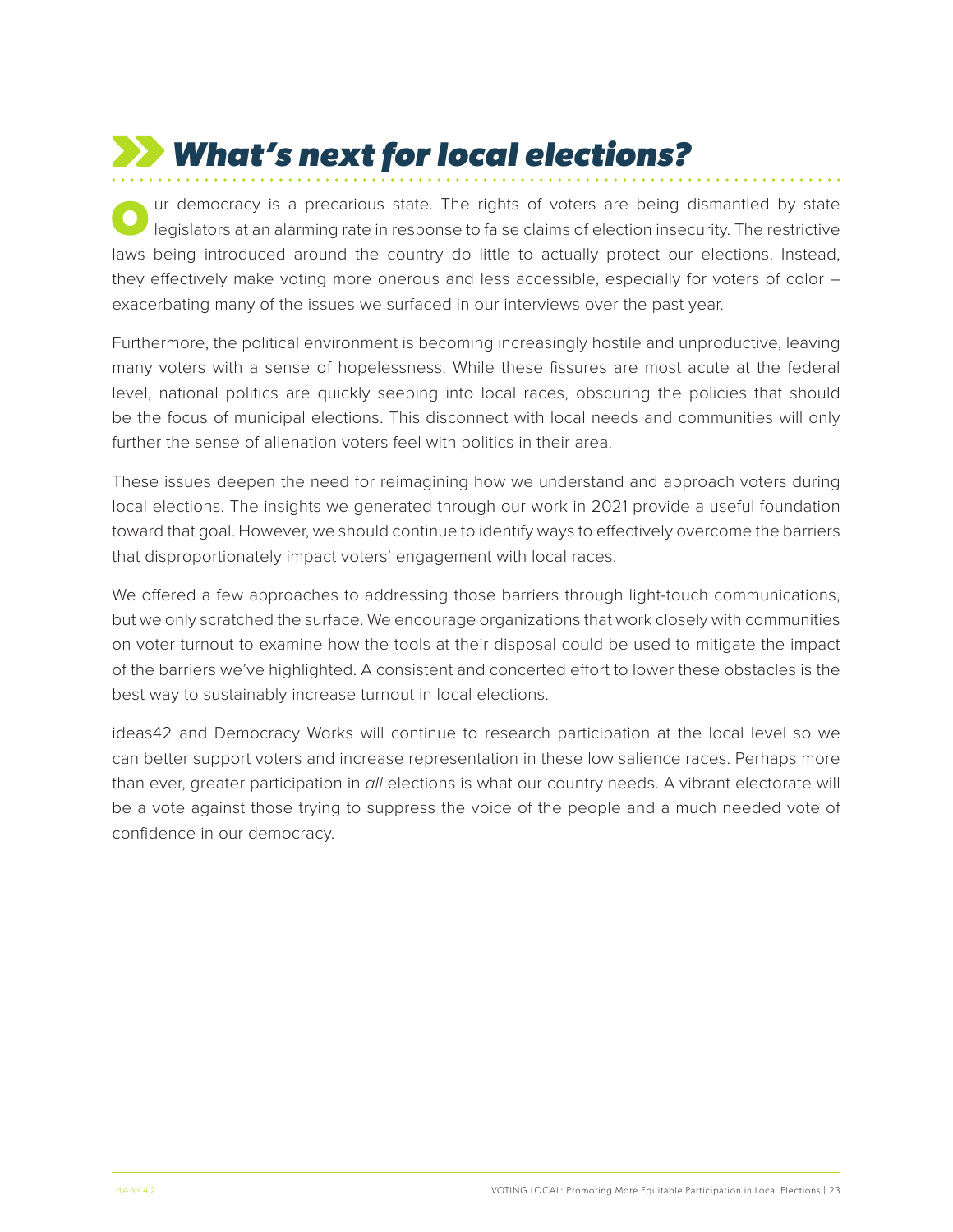# What's next for local elections?

Our democracy is a precarious state. The rights of voters are being dismantled by state legislators at an alarming rate in response to false claims of election insecurity. The restrictive laws being introduced around the country do little to actually protect our elections. Instead, they effectively make voting more onerous and less accessible, especially for voters of color – exacerbating many of the issues we surfaced in our interviews over the past year.

Furthermore, the political environment is becoming increasingly hostile and unproductive, leaving many voters with a sense of hopelessness. While these fissures are most acute at the federal level, national politics are quickly seeping into local races, obscuring the policies that should be the focus of municipal elections. This disconnect with local needs and communities will only further the sense of alienation voters feel with politics in their area.

These issues deepen the need for reimagining how we understand and approach voters during local elections. The insights we generated through our work in 2021 provide a useful foundation toward that goal. However, we should continue to identify ways to effectively overcome the barriers that disproportionately impact voters' engagement with local races.

We offered a few approaches to addressing those barriers through light-touch communications, but we only scratched the surface. We encourage organizations that work closely with communities on voter turnout to examine how the tools at their disposal could be used to mitigate the impact of the barriers we've highlighted. A consistent and concerted effort to lower these obstacles is the best way to sustainably increase turnout in local elections.

ideas42 and Democracy Works will continue to research participation at the local level so we can better support voters and increase representation in these low salience races. Perhaps more than ever, greater participation in *all* elections is what our country needs. A vibrant electorate will be a vote against those trying to suppress the voice of the people and a much needed vote of confidence in our democracy.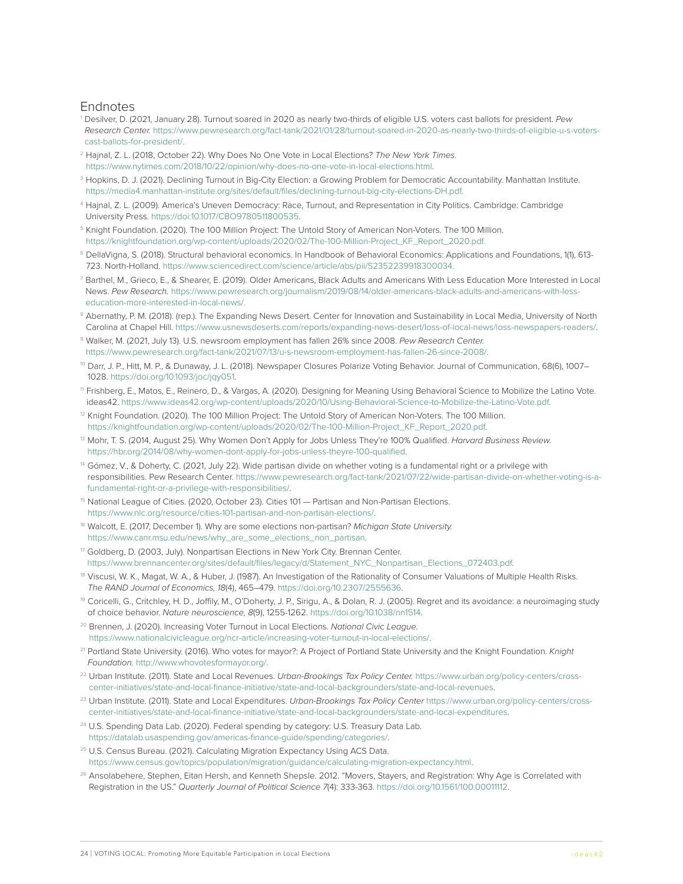## Endnotes

1. Desilver, D. (2021, January 28). Turnout soared in 2020 as nearly two-thirds of eligible U.S. voters cast ballots for president. *Pew Research Center.* https://www.pewresearch.org/fact-tank/2021/01/28/turnout-soared-in-2020-as-nearly-two-thirds-of-eligible-u-s-voters-cast-ballots-for-president/.
2. Hajnal, Z. L. (2018, October 22). Why Does No One Vote in Local Elections? *The New York Times.* https://www.nytimes.com/2018/10/22/opinion/why-does-no-one-vote-in-local-elections.html.
3. Hopkins, D. J. (2021). Declining Turnout in Big-City Election: a Growing Problem for Democratic Accountability. Manhattan Institute. https://media4.manhattan-institute.org/sites/default/files/declining-turnout-big-city-elections-DH.pdf.
4. Hajnal, Z. L. (2009). America's Uneven Democracy: Race, Turnout, and Representation in City Politics. Cambridge: Cambridge University Press. https://doi:10.1017/CBO9780511800535.
5. Knight Foundation. (2020). The 100 Million Project: The Untold Story of American Non-Voters. The 100 Million. https://knightfoundation.org/wp-content/uploads/2020/02/The-100-Million-Project_KF_Report_2020.pdf.
6. DellaVigna, S. (2018). Structural behavioral economics. In Handbook of Behavioral Economics: Applications and Foundations, 1(1), 613-723. North-Holland. https://www.sciencedirect.com/science/article/abs/pii/S2352239918300034.
7. Barthel, M., Grieco, E., & Shearer, E. (2019). Older Americans, Black Adults and Americans With Less Education More Interested in Local News. *Pew Research.* https://www.pewresearch.org/journalism/2019/08/14/older-americans-black-adults-and-americans-with-less-education-more-interested-in-local-news/.
8. Abernathy, P. M. (2018). (rep.). The Expanding News Desert. Center for Innovation and Sustainability in Local Media, University of North Carolina at Chapel Hill. https://www.usnewsdeserts.com/reports/expanding-news-desert/loss-of-local-news/loss-newspapers-readers/.
9. Walker, M. (2021, July 13). U.S. newsroom employment has fallen 26% since 2008. *Pew Research Center.* https://www.pewresearch.org/fact-tank/2021/07/13/u-s-newsroom-employment-has-fallen-26-since-2008/.
10. Darr, J. P., Hitt, M. P., & Dunaway, J. L. (2018). Newspaper Closures Polarize Voting Behavior. Journal of Communication, 68(6), 1007–1028. https://doi.org/10.1093/joc/jqy051.
11. Frishberg, E., Matos, E., Reinero, D., & Vargas, A. (2020). Designing for Meaning Using Behavioral Science to Mobilize the Latino Vote. ideas42. https://www.ideas42.org/wp-content/uploads/2020/10/Using-Behavioral-Science-to-Mobilize-the-Latino-Vote.pdf.
12. Knight Foundation. (2020). The 100 Million Project: The Untold Story of American Non-Voters. The 100 Million. https://knightfoundation.org/wp-content/uploads/2020/02/The-100-Million-Project_KF_Report_2020.pdf.
13. Mohr, T. S. (2014, August 25). Why Women Don't Apply for Jobs Unless They're 100% Qualified. *Harvard Business Review.* https://hbr.org/2014/08/why-women-dont-apply-for-jobs-unless-theyre-100-qualified.
14. Gómez, V., & Doherty, C. (2021, July 22). Wide partisan divide on whether voting is a fundamental right or a privilege with responsibilities. Pew Research Center. https://www.pewresearch.org/fact-tank/2021/07/22/wide-partisan-divide-on-whether-voting-is-a-fundamental-right-or-a-privilege-with-responsibilities/.
15. National League of Cities. (2020, October 23). Cities 101 — Partisan and Non-Partisan Elections. https://www.nlc.org/resource/cities-101-partisan-and-non-partisan-elections/.
16. Walcott, E. (2017, December 1). Why are some elections non-partisan? *Michigan State University.* https://www.canr.msu.edu/news/why_are_some_elections_non_partisan.
17. Goldberg, D. (2003, July). Nonpartisan Elections in New York City. Brennan Center. https://www.brennancenter.org/sites/default/files/legacy/d/Statement_NYC_Nonpartisan_Elections_072403.pdf.
18. Viscusi, W. K., Magat, W. A., & Huber, J. (1987). An Investigation of the Rationality of Consumer Valuations of Multiple Health Risks. *The RAND Journal of Economics, 18*(4), 465–479. https://doi.org/10.2307/2555636.
19. Coricelli, G., Critchley, H. D., Joffily, M., O'Doherty, J. P., Sirigu, A., & Dolan, R. J. (2005). Regret and its avoidance: a neuroimaging study of choice behavior. *Nature neuroscience, 8*(9), 1255-1262. https://doi.org/10.1038/nn1514.
20. Brennen, J. (2020). Increasing Voter Turnout in Local Elections. *National Civic League.* https://www.nationalcivicleague.org/ncr-article/increasing-voter-turnout-in-local-elections/.
21. Portland State University. (2016). Who votes for mayor?: A Project of Portland State University and the Knight Foundation. *Knight Foundation.* http://www.whovotesformayor.org/.
22. Urban Institute. (2011). State and Local Revenues. *Urban-Brookings Tax Policy Center.* https://www.urban.org/policy-centers/cross-center-initiatives/state-and-local-finance-initiative/state-and-local-backgrounders/state-and-local-revenues.
23. Urban Institute. (2011). State and Local Expenditures. *Urban-Brookings Tax Policy Center* https://www.urban.org/policy-centers/cross-center-initiatives/state-and-local-finance-initiative/state-and-local-backgrounders/state-and-local-expenditures.
24. U.S. Spending Data Lab. (2020). Federal spending by category: U.S. Treasury Data Lab. https://datalab.usaspending.gov/americas-finance-guide/spending/categories/.
25. U.S. Census Bureau. (2021). Calculating Migration Expectancy Using ACS Data. https://www.census.gov/topics/population/migration/guidance/calculating-migration-expectancy.html.
26. Ansolabehere, Stephen, Eitan Hersh, and Kenneth Shepsle. 2012. "Movers, Stayers, and Registration: Why Age is Correlated with Registration in the US." *Quarterly Journal of Political Science 7*(4): 333-363. https://doi.org/10.1561/100.00011112.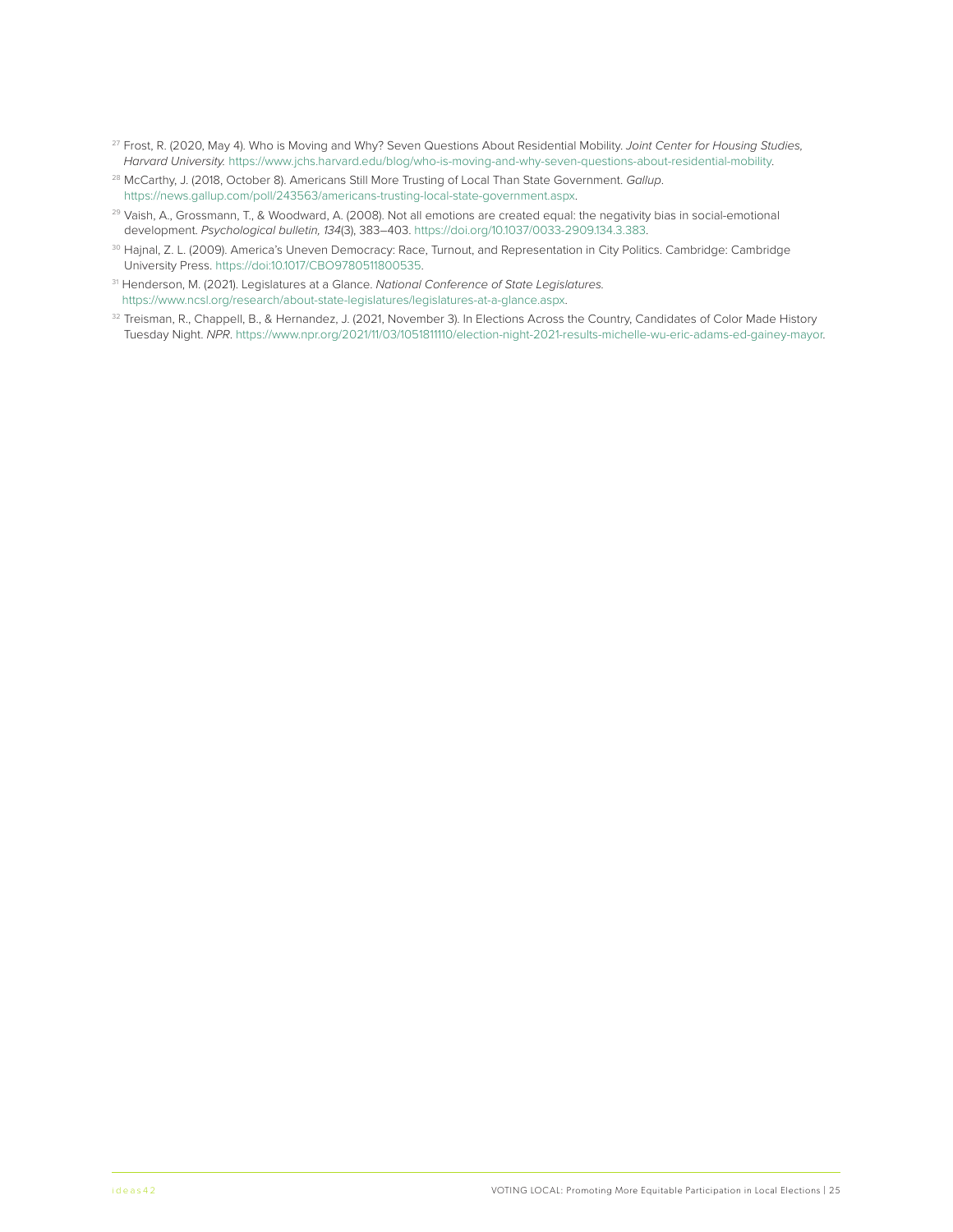[27] Frost, R. (2020, May 4). Who is Moving and Why? Seven Questions About Residential Mobility. *Joint Center for Housing Studies, Harvard University.* https://www.jchs.harvard.edu/blog/who-is-moving-and-why-seven-questions-about-residential-mobility.

[28] McCarthy, J. (2018, October 8). Americans Still More Trusting of Local Than State Government. *Gallup*. https://news.gallup.com/poll/243563/americans-trusting-local-state-government.aspx.

[29] Vaish, A., Grossmann, T., & Woodward, A. (2008). Not all emotions are created equal: the negativity bias in social-emotional development. *Psychological bulletin, 134*(3), 383–403. https://doi.org/10.1037/0033-2909.134.3.383.

[30] Hajnal, Z. L. (2009). America's Uneven Democracy: Race, Turnout, and Representation in City Politics. Cambridge: Cambridge University Press. https://doi:10.1017/CBO9780511800535.

[31] Henderson, M. (2021). Legislatures at a Glance. *National Conference of State Legislatures.* https://www.ncsl.org/research/about-state-legislatures/legislatures-at-a-glance.aspx.

[32] Treisman, R., Chappell, B., & Hernandez, J. (2021, November 3). In Elections Across the Country, Candidates of Color Made History Tuesday Night. *NPR*. https://www.npr.org/2021/11/03/1051811110/election-night-2021-results-michelle-wu-eric-adams-ed-gainey-mayor.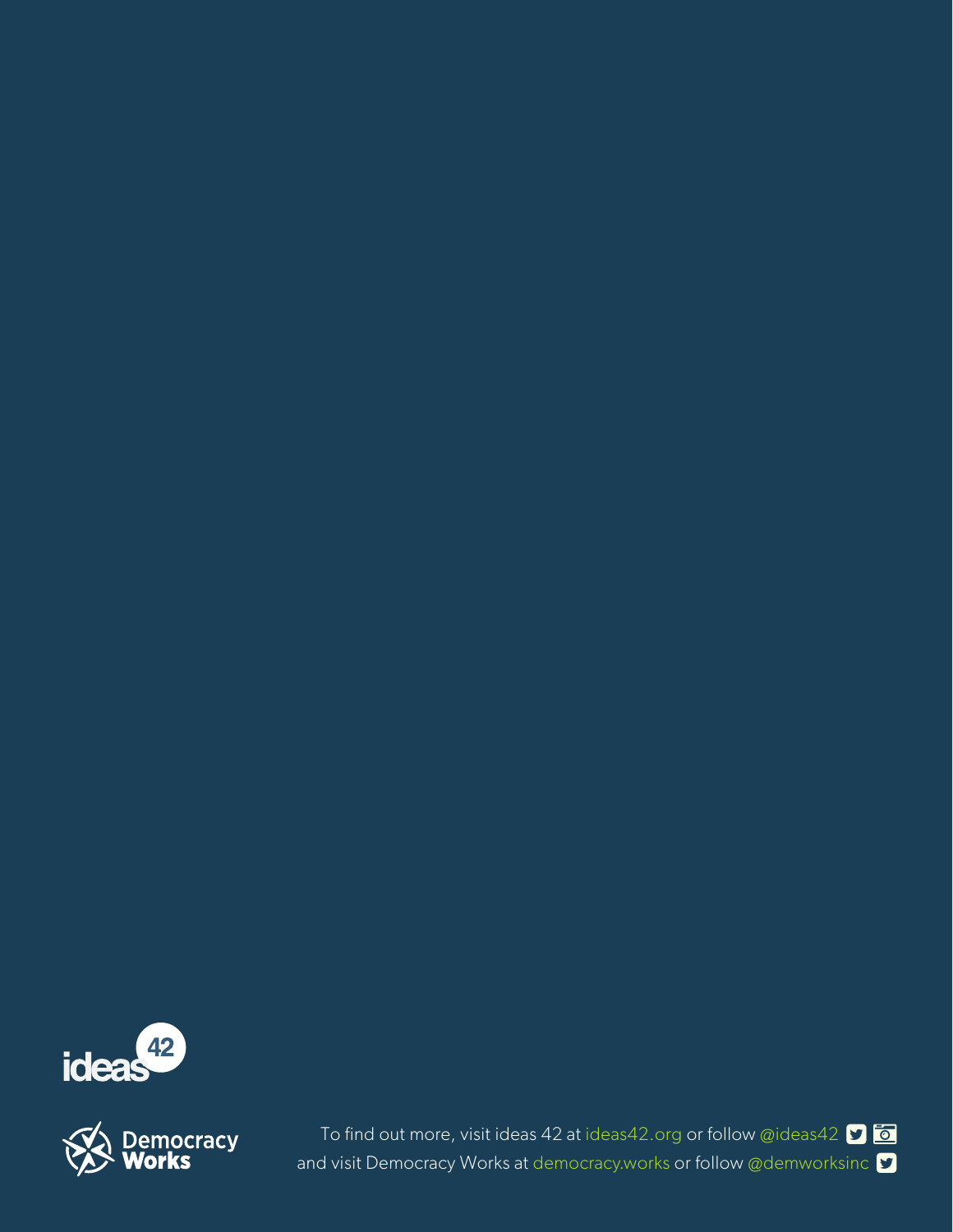To find out more, visit ideas 42 at ideas42.org or follow @ideas42
and visit Democracy Works at democracy.works or follow @demworksinc